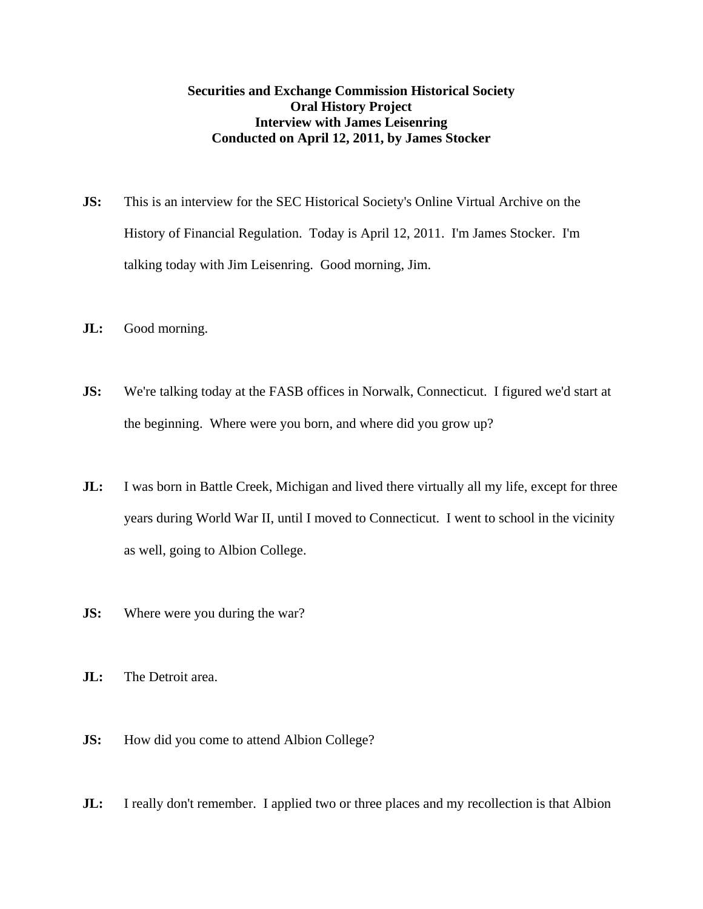**Securities and Exchange Commission Historical Society**
**Oral History Project**
**Interview with James Leisenring**
**Conducted on April 12, 2011, by James Stocker**

**JS:** This is an interview for the SEC Historical Society's Online Virtual Archive on the History of Financial Regulation. Today is April 12, 2011. I'm James Stocker. I'm talking today with Jim Leisenring. Good morning, Jim.

**JL:** Good morning.

**JS:** We're talking today at the FASB offices in Norwalk, Connecticut. I figured we'd start at the beginning. Where were you born, and where did you grow up?

**JL:** I was born in Battle Creek, Michigan and lived there virtually all my life, except for three years during World War II, until I moved to Connecticut. I went to school in the vicinity as well, going to Albion College.

**JS:** Where were you during the war?

**JL:** The Detroit area.

**JS:** How did you come to attend Albion College?

**JL:** I really don't remember. I applied two or three places and my recollection is that Albion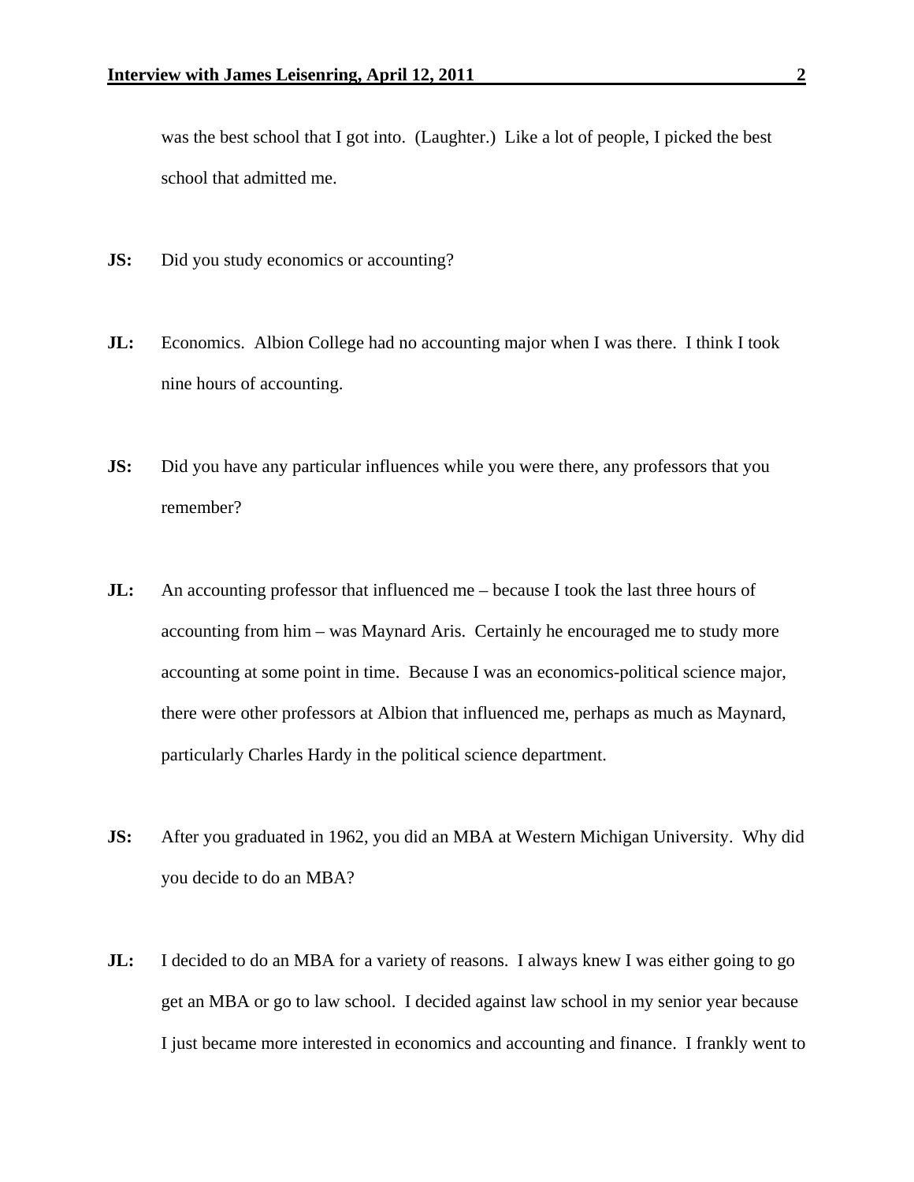was the best school that I got into. (Laughter.) Like a lot of people, I picked the best school that admitted me.

**JS:** Did you study economics or accounting?

**JL:** Economics. Albion College had no accounting major when I was there. I think I took nine hours of accounting.

**JS:** Did you have any particular influences while you were there, any professors that you remember?

**JL:** An accounting professor that influenced me – because I took the last three hours of accounting from him – was Maynard Aris. Certainly he encouraged me to study more accounting at some point in time. Because I was an economics-political science major, there were other professors at Albion that influenced me, perhaps as much as Maynard, particularly Charles Hardy in the political science department.

**JS:** After you graduated in 1962, you did an MBA at Western Michigan University. Why did you decide to do an MBA?

**JL:** I decided to do an MBA for a variety of reasons. I always knew I was either going to go get an MBA or go to law school. I decided against law school in my senior year because I just became more interested in economics and accounting and finance. I frankly went to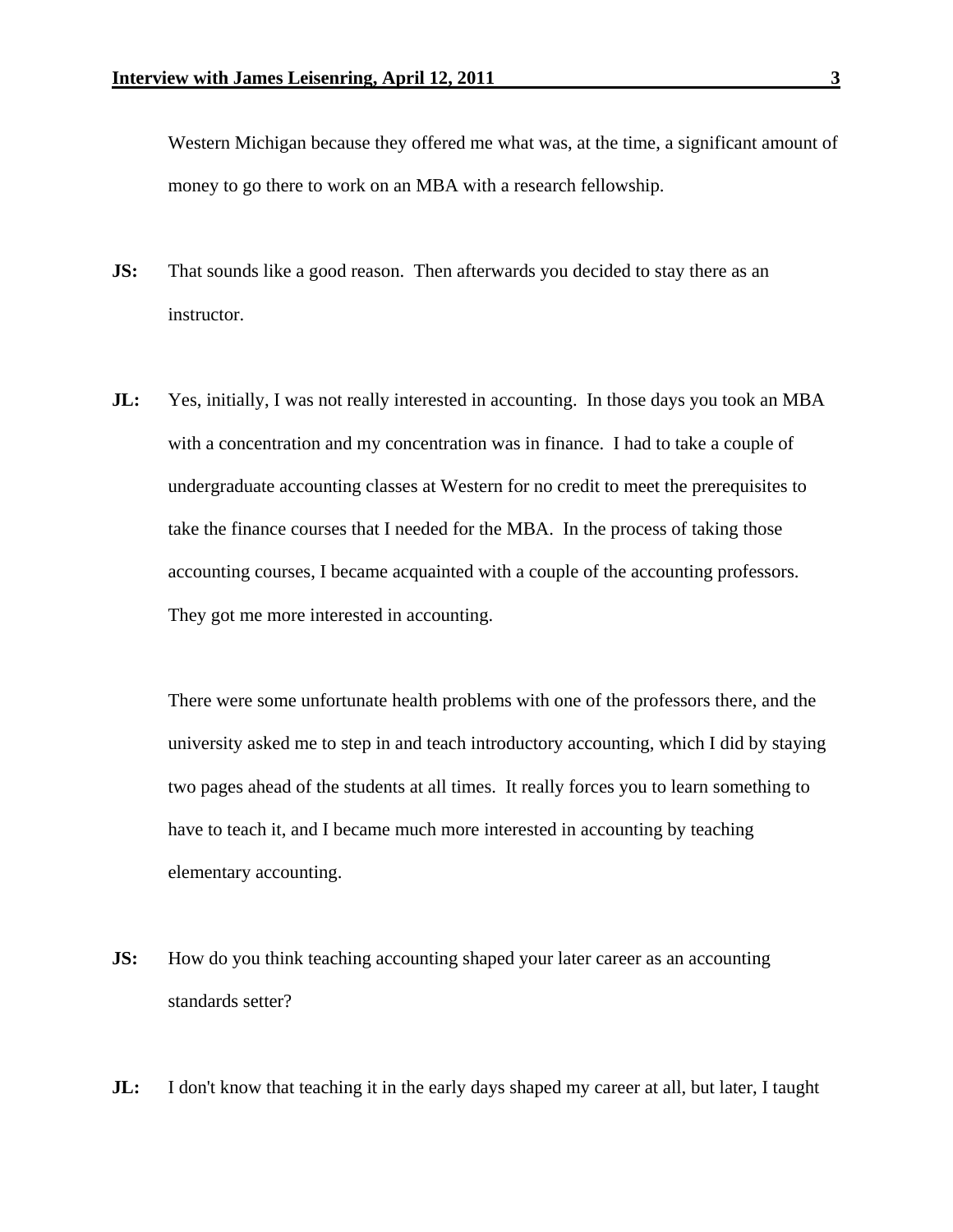Western Michigan because they offered me what was, at the time, a significant amount of money to go there to work on an MBA with a research fellowship.

**JS:** That sounds like a good reason. Then afterwards you decided to stay there as an instructor.

**JL:** Yes, initially, I was not really interested in accounting. In those days you took an MBA with a concentration and my concentration was in finance. I had to take a couple of undergraduate accounting classes at Western for no credit to meet the prerequisites to take the finance courses that I needed for the MBA. In the process of taking those accounting courses, I became acquainted with a couple of the accounting professors. They got me more interested in accounting.

There were some unfortunate health problems with one of the professors there, and the university asked me to step in and teach introductory accounting, which I did by staying two pages ahead of the students at all times. It really forces you to learn something to have to teach it, and I became much more interested in accounting by teaching elementary accounting.

**JS:** How do you think teaching accounting shaped your later career as an accounting standards setter?

**JL:** I don't know that teaching it in the early days shaped my career at all, but later, I taught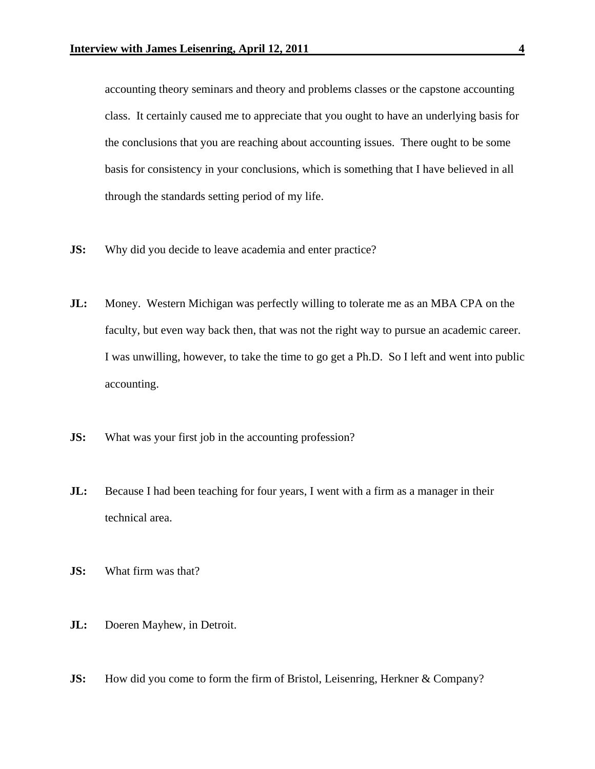accounting theory seminars and theory and problems classes or the capstone accounting class. It certainly caused me to appreciate that you ought to have an underlying basis for the conclusions that you are reaching about accounting issues. There ought to be some basis for consistency in your conclusions, which is something that I have believed in all through the standards setting period of my life.

**JS:** Why did you decide to leave academia and enter practice?

**JL:** Money. Western Michigan was perfectly willing to tolerate me as an MBA CPA on the faculty, but even way back then, that was not the right way to pursue an academic career. I was unwilling, however, to take the time to go get a Ph.D. So I left and went into public accounting.

**JS:** What was your first job in the accounting profession?

**JL:** Because I had been teaching for four years, I went with a firm as a manager in their technical area.

**JS:** What firm was that?

**JL:** Doeren Mayhew, in Detroit.

**JS:** How did you come to form the firm of Bristol, Leisenring, Herkner & Company?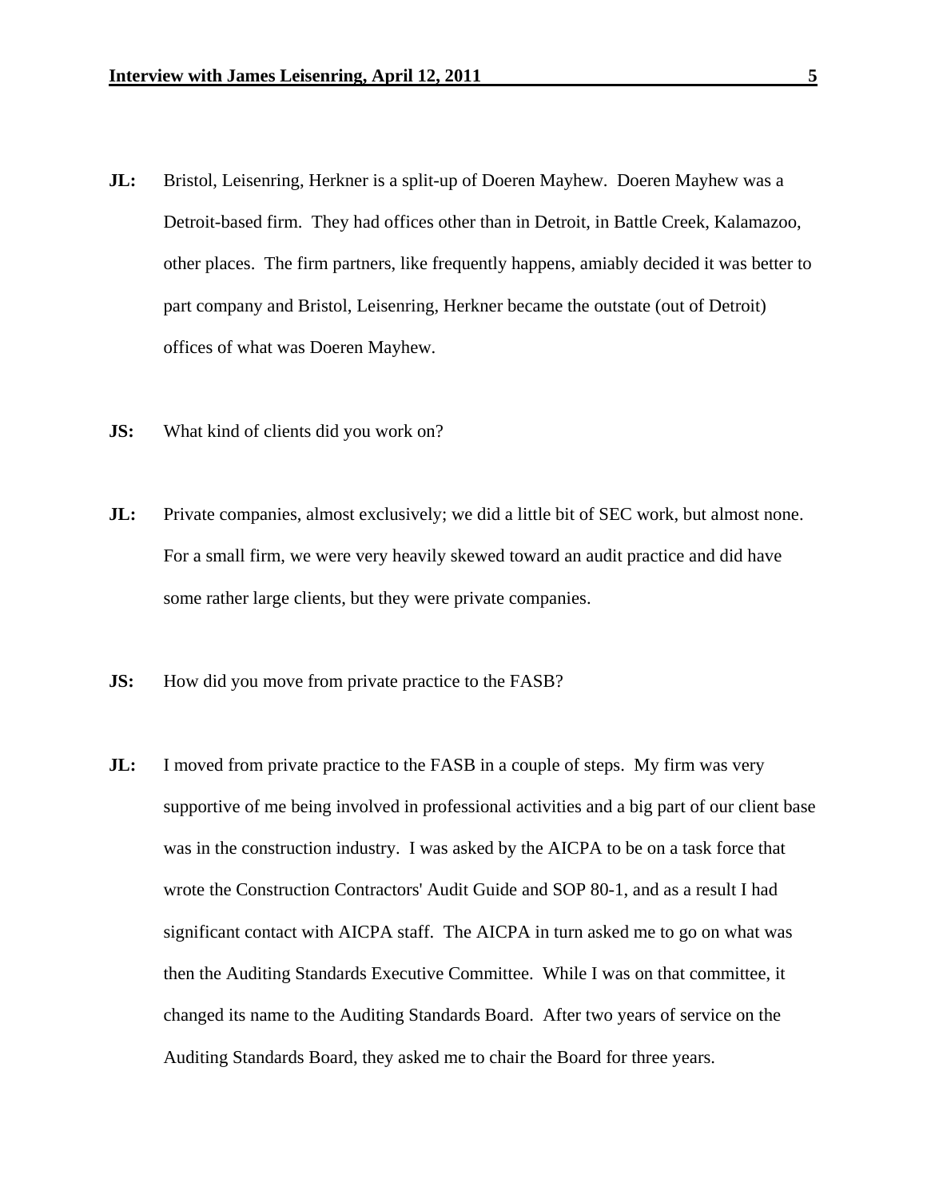**JL:** Bristol, Leisenring, Herkner is a split-up of Doeren Mayhew. Doeren Mayhew was a Detroit-based firm. They had offices other than in Detroit, in Battle Creek, Kalamazoo, other places. The firm partners, like frequently happens, amiably decided it was better to part company and Bristol, Leisenring, Herkner became the outstate (out of Detroit) offices of what was Doeren Mayhew.

**JS:** What kind of clients did you work on?

**JL:** Private companies, almost exclusively; we did a little bit of SEC work, but almost none. For a small firm, we were very heavily skewed toward an audit practice and did have some rather large clients, but they were private companies.

**JS:** How did you move from private practice to the FASB?

**JL:** I moved from private practice to the FASB in a couple of steps. My firm was very supportive of me being involved in professional activities and a big part of our client base was in the construction industry. I was asked by the AICPA to be on a task force that wrote the Construction Contractors' Audit Guide and SOP 80-1, and as a result I had significant contact with AICPA staff. The AICPA in turn asked me to go on what was then the Auditing Standards Executive Committee. While I was on that committee, it changed its name to the Auditing Standards Board. After two years of service on the Auditing Standards Board, they asked me to chair the Board for three years.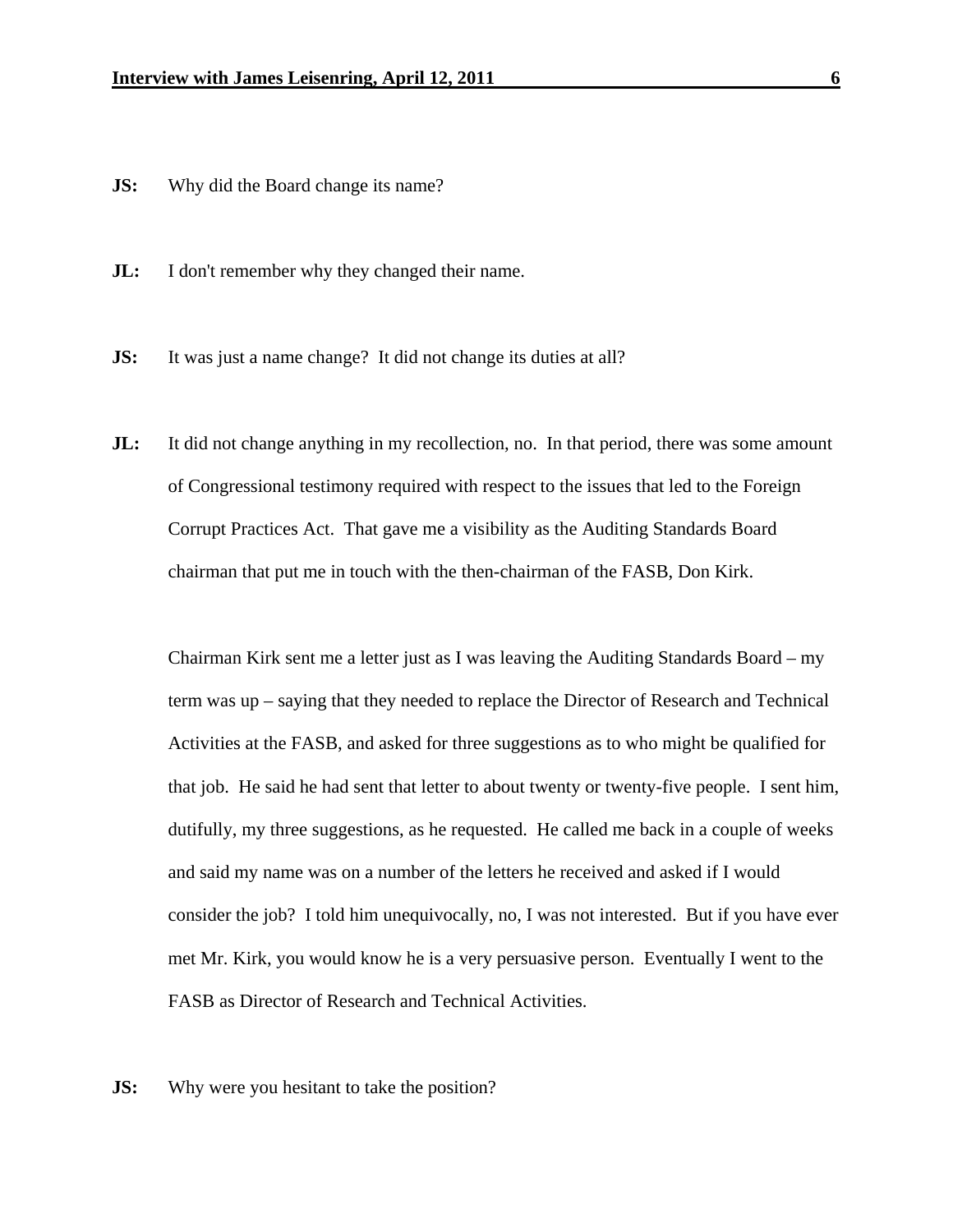**JS:** Why did the Board change its name?

**JL:** I don't remember why they changed their name.

**JS:** It was just a name change? It did not change its duties at all?

**JL:** It did not change anything in my recollection, no. In that period, there was some amount of Congressional testimony required with respect to the issues that led to the Foreign Corrupt Practices Act. That gave me a visibility as the Auditing Standards Board chairman that put me in touch with the then-chairman of the FASB, Don Kirk.

Chairman Kirk sent me a letter just as I was leaving the Auditing Standards Board – my term was up – saying that they needed to replace the Director of Research and Technical Activities at the FASB, and asked for three suggestions as to who might be qualified for that job. He said he had sent that letter to about twenty or twenty-five people. I sent him, dutifully, my three suggestions, as he requested. He called me back in a couple of weeks and said my name was on a number of the letters he received and asked if I would consider the job? I told him unequivocally, no, I was not interested. But if you have ever met Mr. Kirk, you would know he is a very persuasive person. Eventually I went to the FASB as Director of Research and Technical Activities.

**JS:** Why were you hesitant to take the position?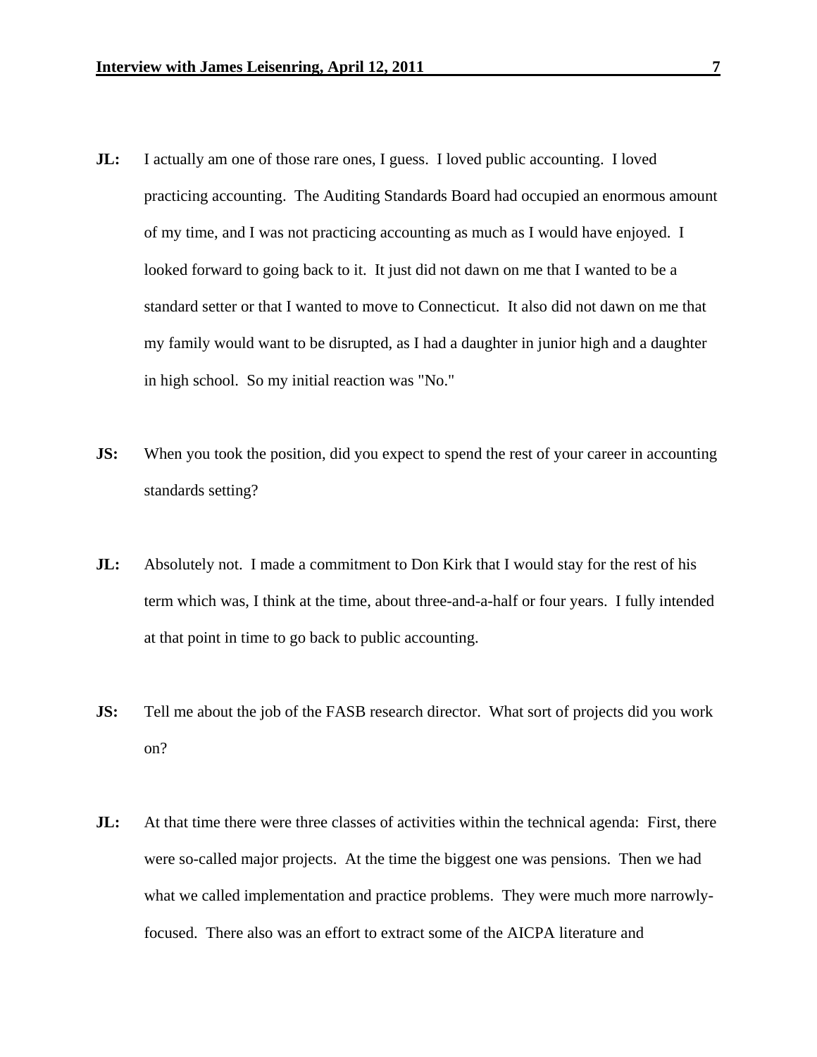**JL:** I actually am one of those rare ones, I guess. I loved public accounting. I loved practicing accounting. The Auditing Standards Board had occupied an enormous amount of my time, and I was not practicing accounting as much as I would have enjoyed. I looked forward to going back to it. It just did not dawn on me that I wanted to be a standard setter or that I wanted to move to Connecticut. It also did not dawn on me that my family would want to be disrupted, as I had a daughter in junior high and a daughter in high school. So my initial reaction was "No."

**JS:** When you took the position, did you expect to spend the rest of your career in accounting standards setting?

**JL:** Absolutely not. I made a commitment to Don Kirk that I would stay for the rest of his term which was, I think at the time, about three-and-a-half or four years. I fully intended at that point in time to go back to public accounting.

**JS:** Tell me about the job of the FASB research director. What sort of projects did you work on?

**JL:** At that time there were three classes of activities within the technical agenda: First, there were so-called major projects. At the time the biggest one was pensions. Then we had what we called implementation and practice problems. They were much more narrowly-focused. There also was an effort to extract some of the AICPA literature and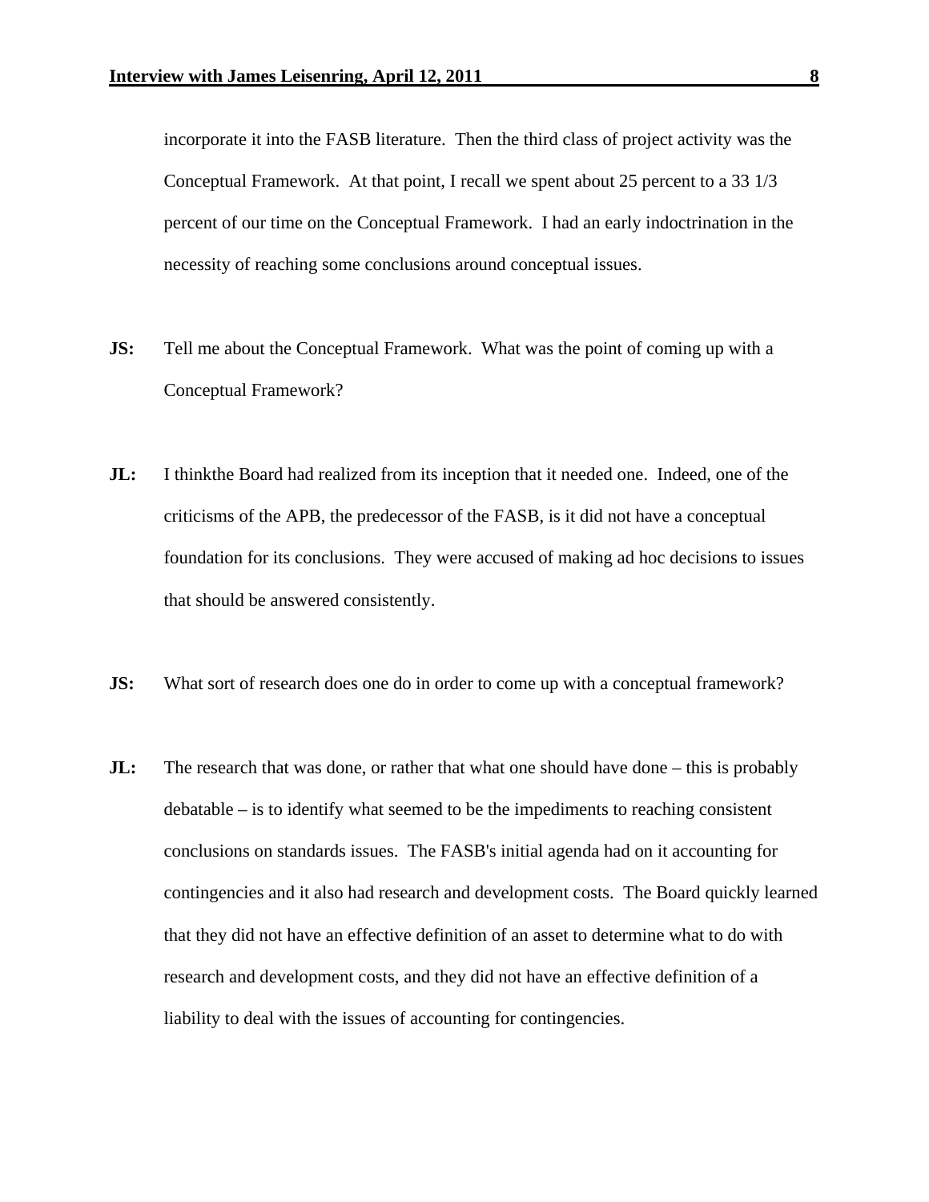incorporate it into the FASB literature. Then the third class of project activity was the Conceptual Framework. At that point, I recall we spent about 25 percent to a 33 1/3 percent of our time on the Conceptual Framework. I had an early indoctrination in the necessity of reaching some conclusions around conceptual issues.

**JS:** Tell me about the Conceptual Framework. What was the point of coming up with a Conceptual Framework?

**JL:** I thinkthe Board had realized from its inception that it needed one. Indeed, one of the criticisms of the APB, the predecessor of the FASB, is it did not have a conceptual foundation for its conclusions. They were accused of making ad hoc decisions to issues that should be answered consistently.

**JS:** What sort of research does one do in order to come up with a conceptual framework?

**JL:** The research that was done, or rather that what one should have done – this is probably debatable – is to identify what seemed to be the impediments to reaching consistent conclusions on standards issues. The FASB's initial agenda had on it accounting for contingencies and it also had research and development costs. The Board quickly learned that they did not have an effective definition of an asset to determine what to do with research and development costs, and they did not have an effective definition of a liability to deal with the issues of accounting for contingencies.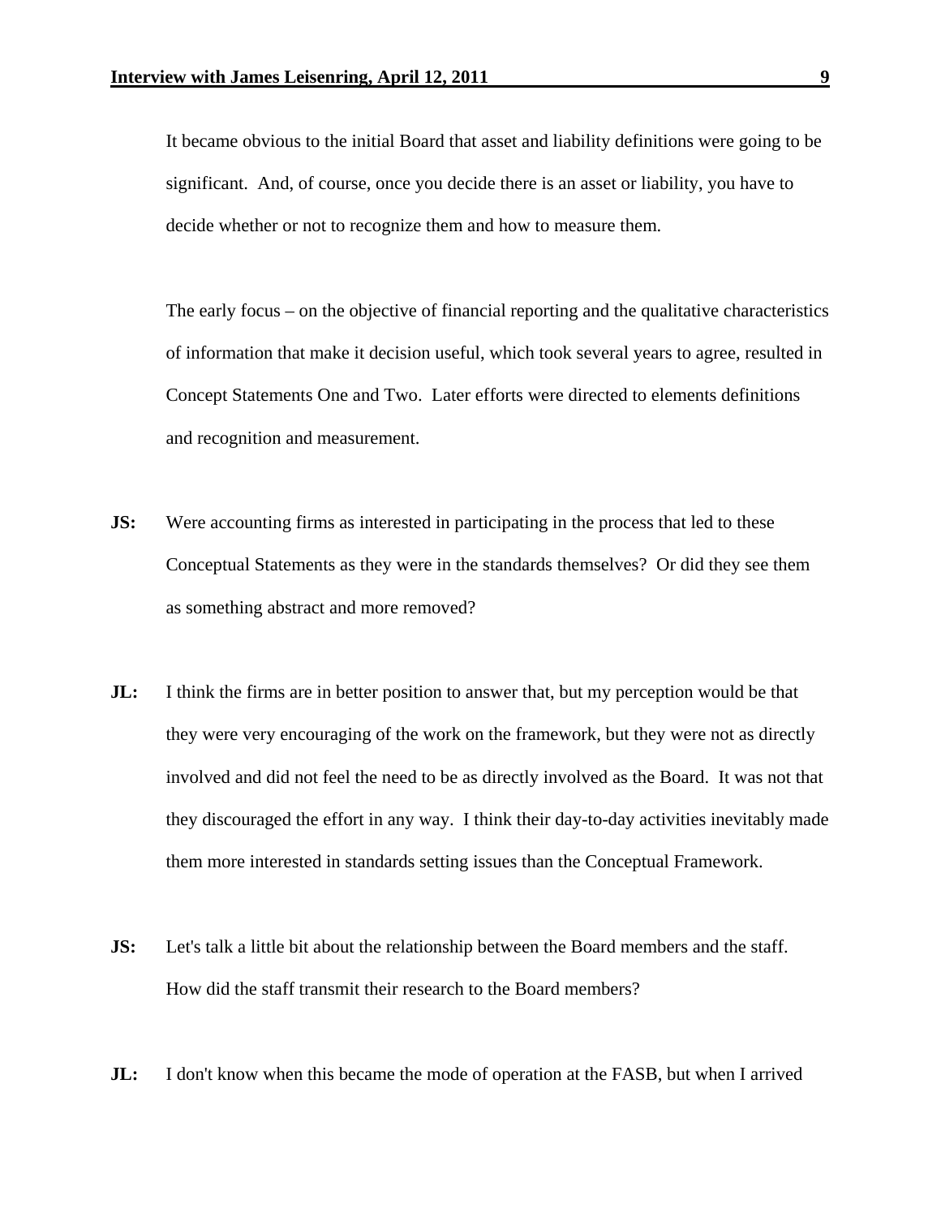It became obvious to the initial Board that asset and liability definitions were going to be significant. And, of course, once you decide there is an asset or liability, you have to decide whether or not to recognize them and how to measure them.

The early focus – on the objective of financial reporting and the qualitative characteristics of information that make it decision useful, which took several years to agree, resulted in Concept Statements One and Two. Later efforts were directed to elements definitions and recognition and measurement.

**JS:** Were accounting firms as interested in participating in the process that led to these Conceptual Statements as they were in the standards themselves? Or did they see them as something abstract and more removed?

**JL:** I think the firms are in better position to answer that, but my perception would be that they were very encouraging of the work on the framework, but they were not as directly involved and did not feel the need to be as directly involved as the Board. It was not that they discouraged the effort in any way. I think their day-to-day activities inevitably made them more interested in standards setting issues than the Conceptual Framework.

**JS:** Let's talk a little bit about the relationship between the Board members and the staff. How did the staff transmit their research to the Board members?

**JL:** I don't know when this became the mode of operation at the FASB, but when I arrived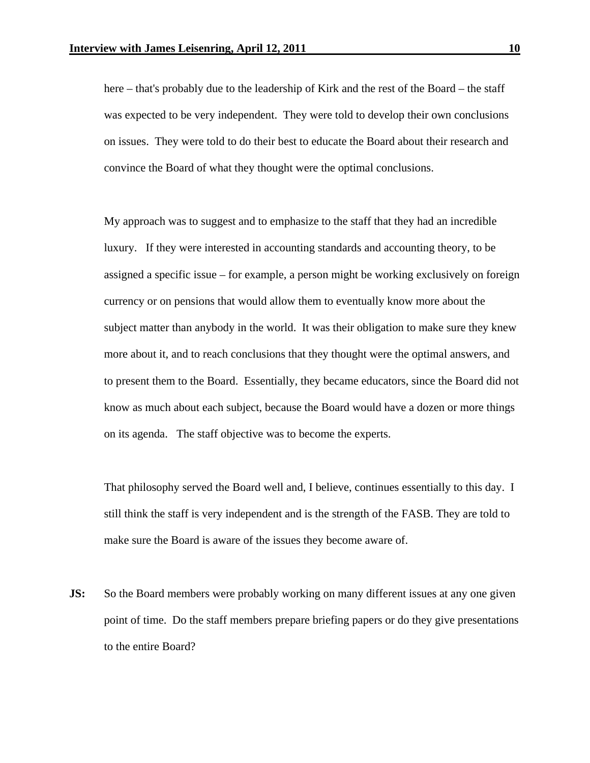here – that's probably due to the leadership of Kirk and the rest of the Board – the staff was expected to be very independent. They were told to develop their own conclusions on issues. They were told to do their best to educate the Board about their research and convince the Board of what they thought were the optimal conclusions.

My approach was to suggest and to emphasize to the staff that they had an incredible luxury. If they were interested in accounting standards and accounting theory, to be assigned a specific issue – for example, a person might be working exclusively on foreign currency or on pensions that would allow them to eventually know more about the subject matter than anybody in the world. It was their obligation to make sure they knew more about it, and to reach conclusions that they thought were the optimal answers, and to present them to the Board. Essentially, they became educators, since the Board did not know as much about each subject, because the Board would have a dozen or more things on its agenda. The staff objective was to become the experts.

That philosophy served the Board well and, I believe, continues essentially to this day. I still think the staff is very independent and is the strength of the FASB. They are told to make sure the Board is aware of the issues they become aware of.

**JS:** So the Board members were probably working on many different issues at any one given point of time. Do the staff members prepare briefing papers or do they give presentations to the entire Board?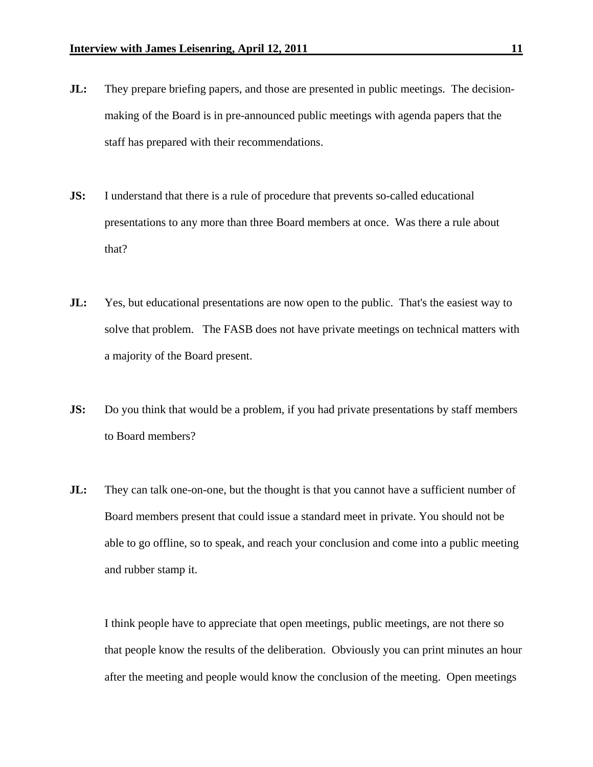**JL:** They prepare briefing papers, and those are presented in public meetings. The decision-making of the Board is in pre-announced public meetings with agenda papers that the staff has prepared with their recommendations.

**JS:** I understand that there is a rule of procedure that prevents so-called educational presentations to any more than three Board members at once. Was there a rule about that?

**JL:** Yes, but educational presentations are now open to the public. That's the easiest way to solve that problem. The FASB does not have private meetings on technical matters with a majority of the Board present.

**JS:** Do you think that would be a problem, if you had private presentations by staff members to Board members?

**JL:** They can talk one-on-one, but the thought is that you cannot have a sufficient number of Board members present that could issue a standard meet in private. You should not be able to go offline, so to speak, and reach your conclusion and come into a public meeting and rubber stamp it.

I think people have to appreciate that open meetings, public meetings, are not there so that people know the results of the deliberation. Obviously you can print minutes an hour after the meeting and people would know the conclusion of the meeting. Open meetings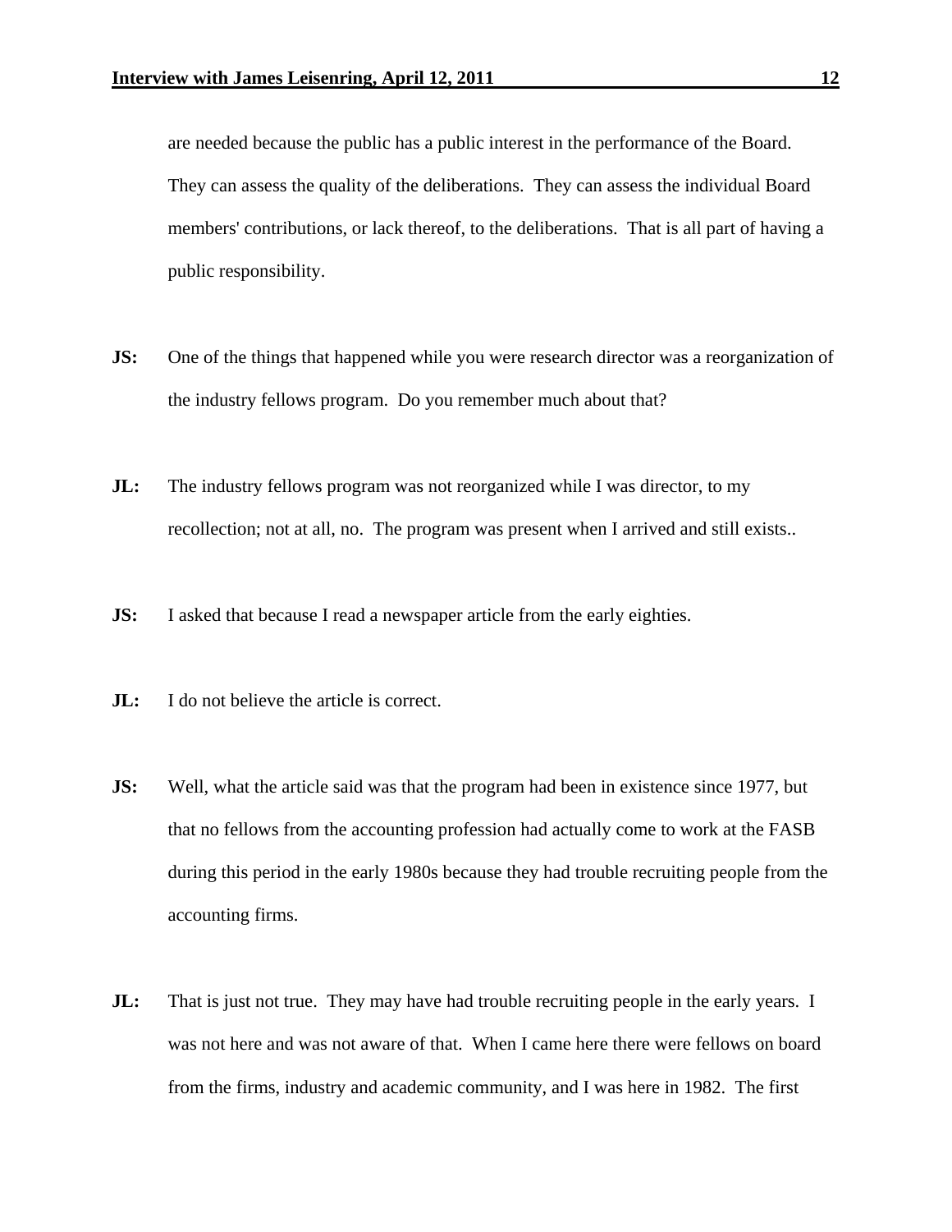are needed because the public has a public interest in the performance of the Board. They can assess the quality of the deliberations. They can assess the individual Board members' contributions, or lack thereof, to the deliberations. That is all part of having a public responsibility.

**JS:** One of the things that happened while you were research director was a reorganization of the industry fellows program. Do you remember much about that?

**JL:** The industry fellows program was not reorganized while I was director, to my recollection; not at all, no. The program was present when I arrived and still exists..

**JS:** I asked that because I read a newspaper article from the early eighties.

**JL:** I do not believe the article is correct.

**JS:** Well, what the article said was that the program had been in existence since 1977, but that no fellows from the accounting profession had actually come to work at the FASB during this period in the early 1980s because they had trouble recruiting people from the accounting firms.

**JL:** That is just not true. They may have had trouble recruiting people in the early years. I was not here and was not aware of that. When I came here there were fellows on board from the firms, industry and academic community, and I was here in 1982. The first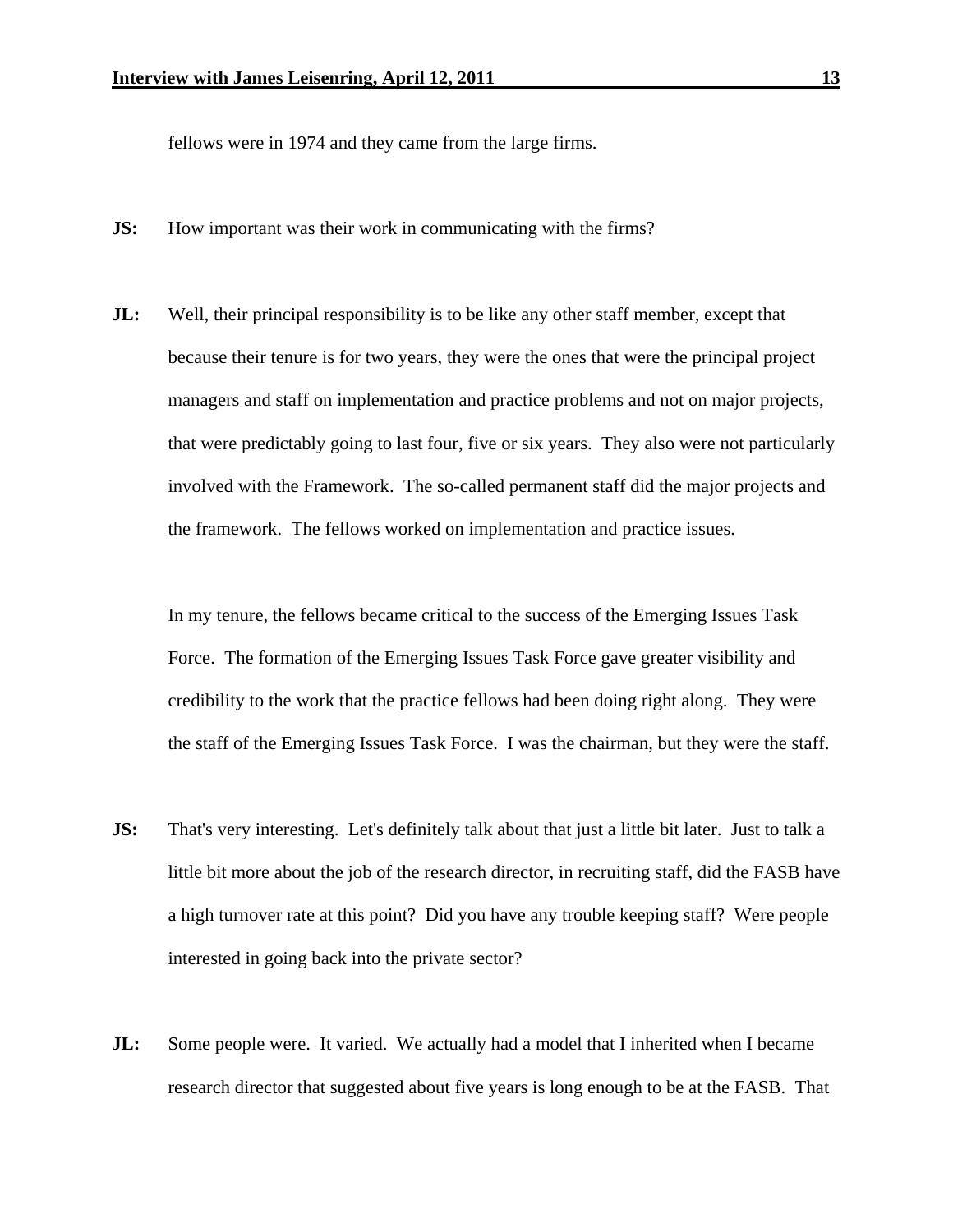fellows were in 1974 and they came from the large firms.

**JS:** How important was their work in communicating with the firms?

**JL:** Well, their principal responsibility is to be like any other staff member, except that because their tenure is for two years, they were the ones that were the principal project managers and staff on implementation and practice problems and not on major projects, that were predictably going to last four, five or six years. They also were not particularly involved with the Framework. The so-called permanent staff did the major projects and the framework. The fellows worked on implementation and practice issues.

In my tenure, the fellows became critical to the success of the Emerging Issues Task Force. The formation of the Emerging Issues Task Force gave greater visibility and credibility to the work that the practice fellows had been doing right along. They were the staff of the Emerging Issues Task Force. I was the chairman, but they were the staff.

**JS:** That's very interesting. Let's definitely talk about that just a little bit later. Just to talk a little bit more about the job of the research director, in recruiting staff, did the FASB have a high turnover rate at this point? Did you have any trouble keeping staff? Were people interested in going back into the private sector?

**JL:** Some people were. It varied. We actually had a model that I inherited when I became research director that suggested about five years is long enough to be at the FASB. That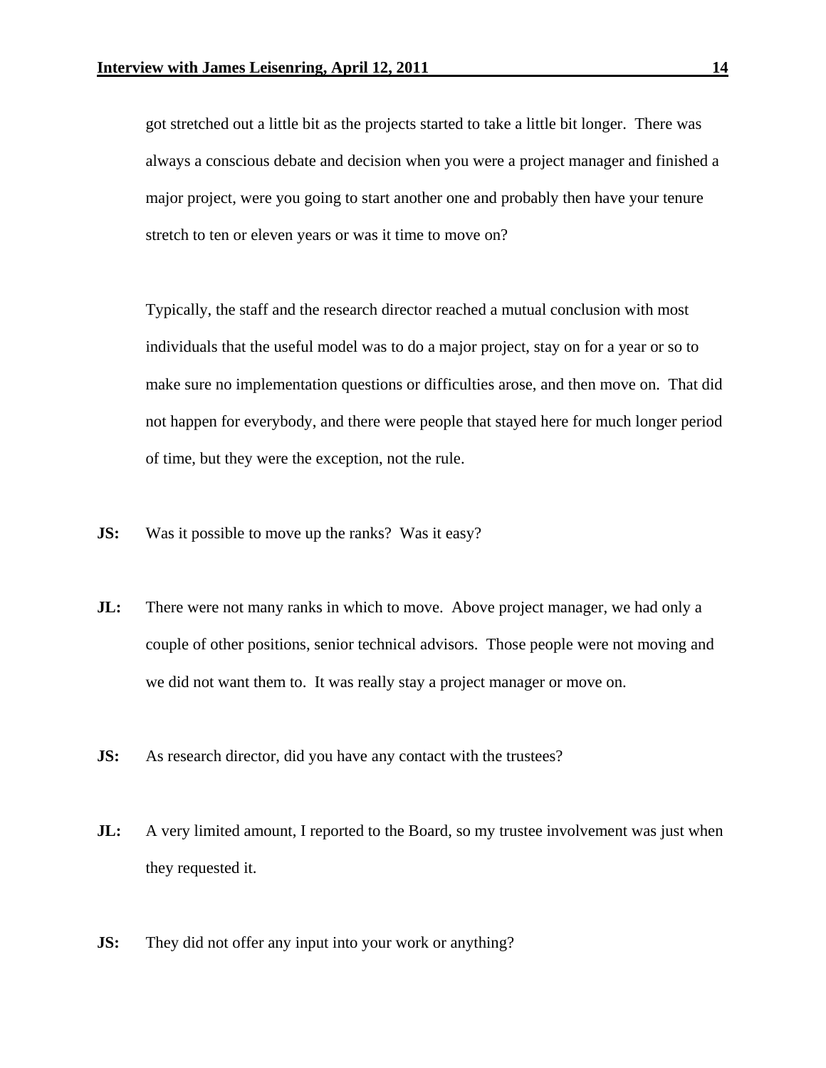got stretched out a little bit as the projects started to take a little bit longer. There was always a conscious debate and decision when you were a project manager and finished a major project, were you going to start another one and probably then have your tenure stretch to ten or eleven years or was it time to move on?

Typically, the staff and the research director reached a mutual conclusion with most individuals that the useful model was to do a major project, stay on for a year or so to make sure no implementation questions or difficulties arose, and then move on. That did not happen for everybody, and there were people that stayed here for much longer period of time, but they were the exception, not the rule.

**JS:** Was it possible to move up the ranks? Was it easy?

**JL:** There were not many ranks in which to move. Above project manager, we had only a couple of other positions, senior technical advisors. Those people were not moving and we did not want them to. It was really stay a project manager or move on.

**JS:** As research director, did you have any contact with the trustees?

**JL:** A very limited amount, I reported to the Board, so my trustee involvement was just when they requested it.

**JS:** They did not offer any input into your work or anything?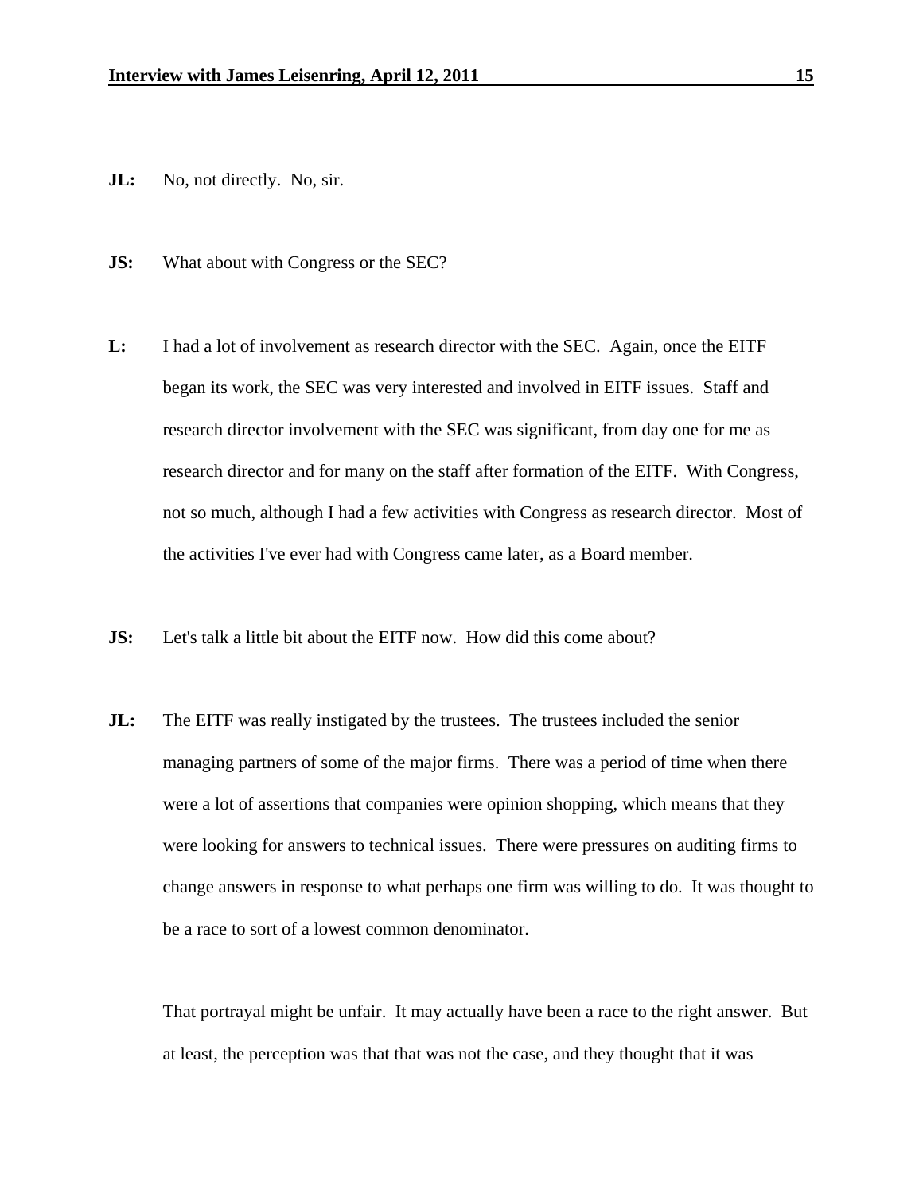**JL:** No, not directly. No, sir.

**JS:** What about with Congress or the SEC?

**L:** I had a lot of involvement as research director with the SEC. Again, once the EITF began its work, the SEC was very interested and involved in EITF issues. Staff and research director involvement with the SEC was significant, from day one for me as research director and for many on the staff after formation of the EITF. With Congress, not so much, although I had a few activities with Congress as research director. Most of the activities I've ever had with Congress came later, as a Board member.

**JS:** Let's talk a little bit about the EITF now. How did this come about?

**JL:** The EITF was really instigated by the trustees. The trustees included the senior managing partners of some of the major firms. There was a period of time when there were a lot of assertions that companies were opinion shopping, which means that they were looking for answers to technical issues. There were pressures on auditing firms to change answers in response to what perhaps one firm was willing to do. It was thought to be a race to sort of a lowest common denominator.

That portrayal might be unfair. It may actually have been a race to the right answer. But at least, the perception was that that was not the case, and they thought that it was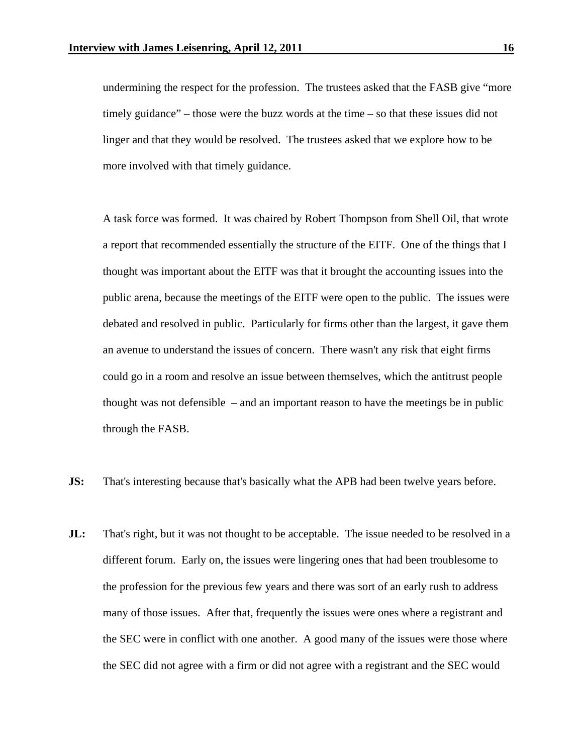undermining the respect for the profession. The trustees asked that the FASB give "more timely guidance" – those were the buzz words at the time – so that these issues did not linger and that they would be resolved. The trustees asked that we explore how to be more involved with that timely guidance.

A task force was formed. It was chaired by Robert Thompson from Shell Oil, that wrote a report that recommended essentially the structure of the EITF. One of the things that I thought was important about the EITF was that it brought the accounting issues into the public arena, because the meetings of the EITF were open to the public. The issues were debated and resolved in public. Particularly for firms other than the largest, it gave them an avenue to understand the issues of concern. There wasn't any risk that eight firms could go in a room and resolve an issue between themselves, which the antitrust people thought was not defensible – and an important reason to have the meetings be in public through the FASB.

**JS:** That's interesting because that's basically what the APB had been twelve years before.

**JL:** That's right, but it was not thought to be acceptable. The issue needed to be resolved in a different forum. Early on, the issues were lingering ones that had been troublesome to the profession for the previous few years and there was sort of an early rush to address many of those issues. After that, frequently the issues were ones where a registrant and the SEC were in conflict with one another. A good many of the issues were those where the SEC did not agree with a firm or did not agree with a registrant and the SEC would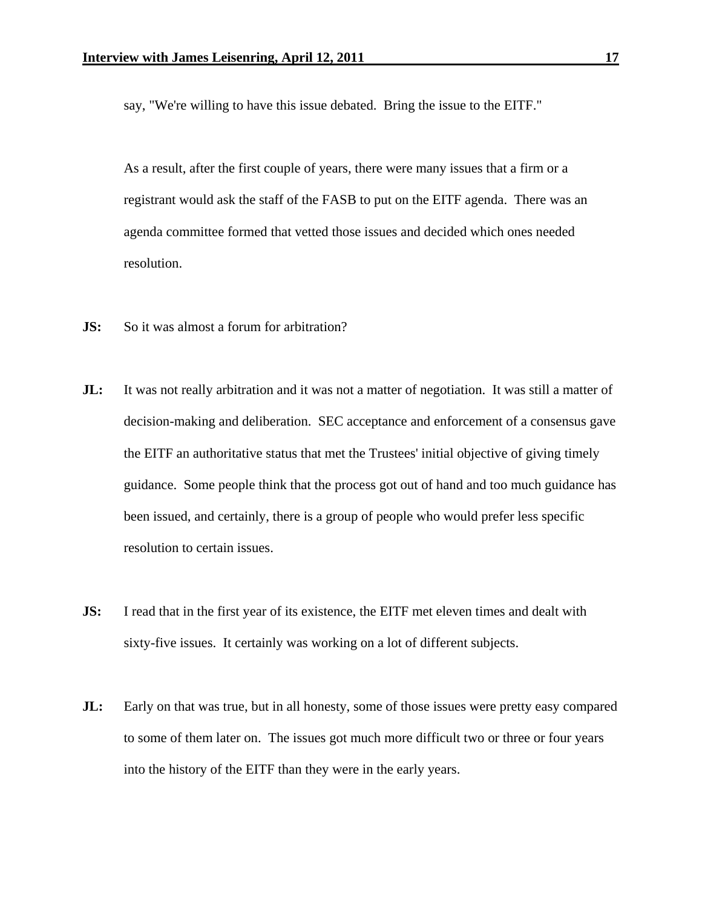say, "We're willing to have this issue debated. Bring the issue to the EITF."

As a result, after the first couple of years, there were many issues that a firm or a registrant would ask the staff of the FASB to put on the EITF agenda. There was an agenda committee formed that vetted those issues and decided which ones needed resolution.

**JS:** So it was almost a forum for arbitration?

**JL:** It was not really arbitration and it was not a matter of negotiation. It was still a matter of decision-making and deliberation. SEC acceptance and enforcement of a consensus gave the EITF an authoritative status that met the Trustees' initial objective of giving timely guidance. Some people think that the process got out of hand and too much guidance has been issued, and certainly, there is a group of people who would prefer less specific resolution to certain issues.

**JS:** I read that in the first year of its existence, the EITF met eleven times and dealt with sixty-five issues. It certainly was working on a lot of different subjects.

**JL:** Early on that was true, but in all honesty, some of those issues were pretty easy compared to some of them later on. The issues got much more difficult two or three or four years into the history of the EITF than they were in the early years.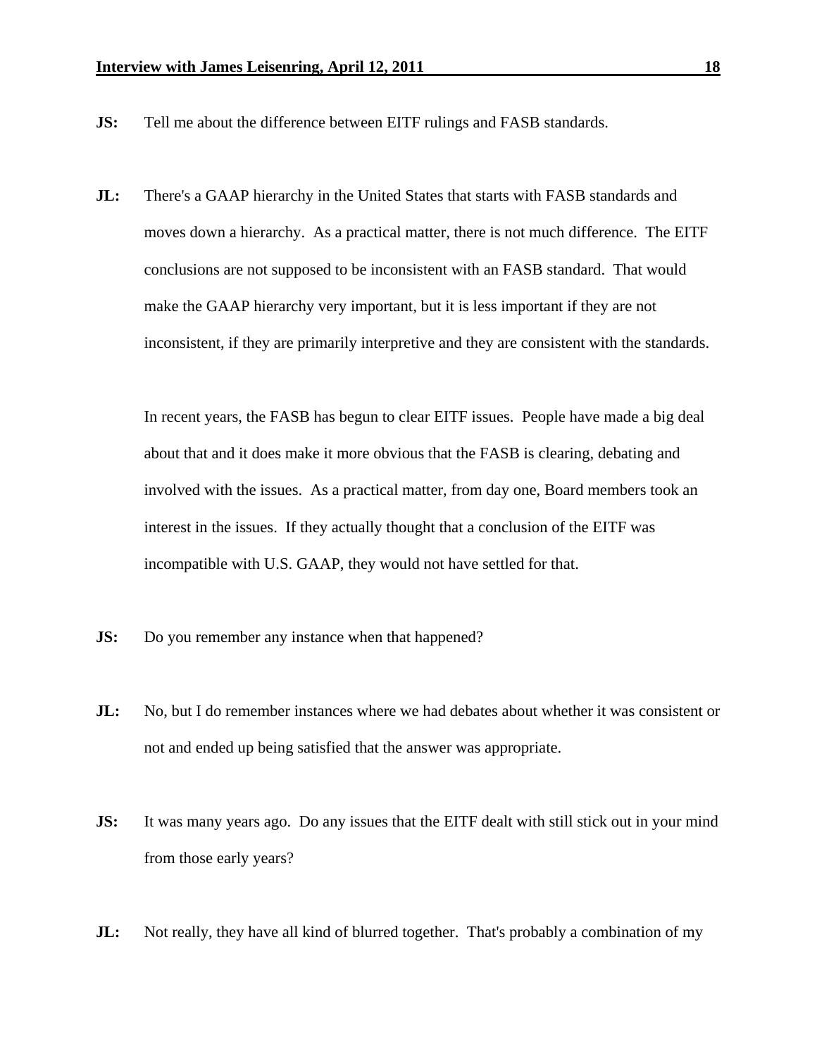**JS:** Tell me about the difference between EITF rulings and FASB standards.

**JL:** There's a GAAP hierarchy in the United States that starts with FASB standards and moves down a hierarchy. As a practical matter, there is not much difference. The EITF conclusions are not supposed to be inconsistent with an FASB standard. That would make the GAAP hierarchy very important, but it is less important if they are not inconsistent, if they are primarily interpretive and they are consistent with the standards.

In recent years, the FASB has begun to clear EITF issues. People have made a big deal about that and it does make it more obvious that the FASB is clearing, debating and involved with the issues. As a practical matter, from day one, Board members took an interest in the issues. If they actually thought that a conclusion of the EITF was incompatible with U.S. GAAP, they would not have settled for that.

**JS:** Do you remember any instance when that happened?

**JL:** No, but I do remember instances where we had debates about whether it was consistent or not and ended up being satisfied that the answer was appropriate.

**JS:** It was many years ago. Do any issues that the EITF dealt with still stick out in your mind from those early years?

**JL:** Not really, they have all kind of blurred together. That's probably a combination of my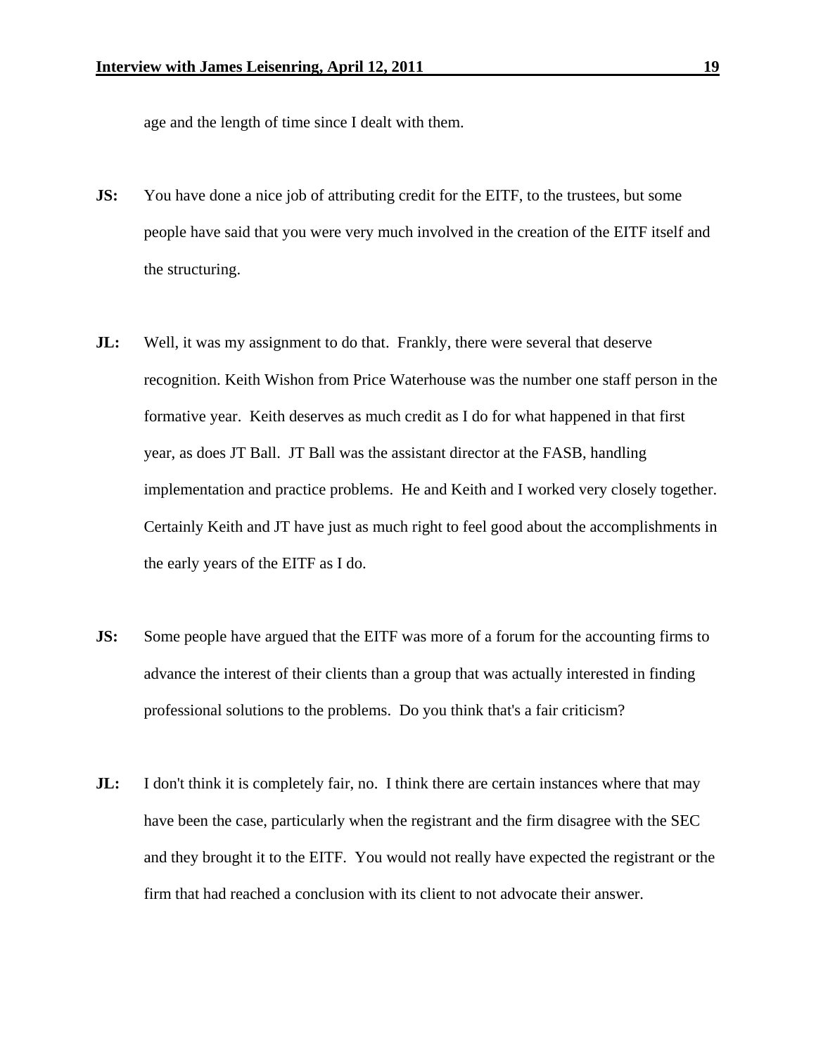age and the length of time since I dealt with them.

**JS:** You have done a nice job of attributing credit for the EITF, to the trustees, but some people have said that you were very much involved in the creation of the EITF itself and the structuring.

**JL:** Well, it was my assignment to do that. Frankly, there were several that deserve recognition. Keith Wishon from Price Waterhouse was the number one staff person in the formative year. Keith deserves as much credit as I do for what happened in that first year, as does JT Ball. JT Ball was the assistant director at the FASB, handling implementation and practice problems. He and Keith and I worked very closely together. Certainly Keith and JT have just as much right to feel good about the accomplishments in the early years of the EITF as I do.

**JS:** Some people have argued that the EITF was more of a forum for the accounting firms to advance the interest of their clients than a group that was actually interested in finding professional solutions to the problems. Do you think that's a fair criticism?

**JL:** I don't think it is completely fair, no. I think there are certain instances where that may have been the case, particularly when the registrant and the firm disagree with the SEC and they brought it to the EITF. You would not really have expected the registrant or the firm that had reached a conclusion with its client to not advocate their answer.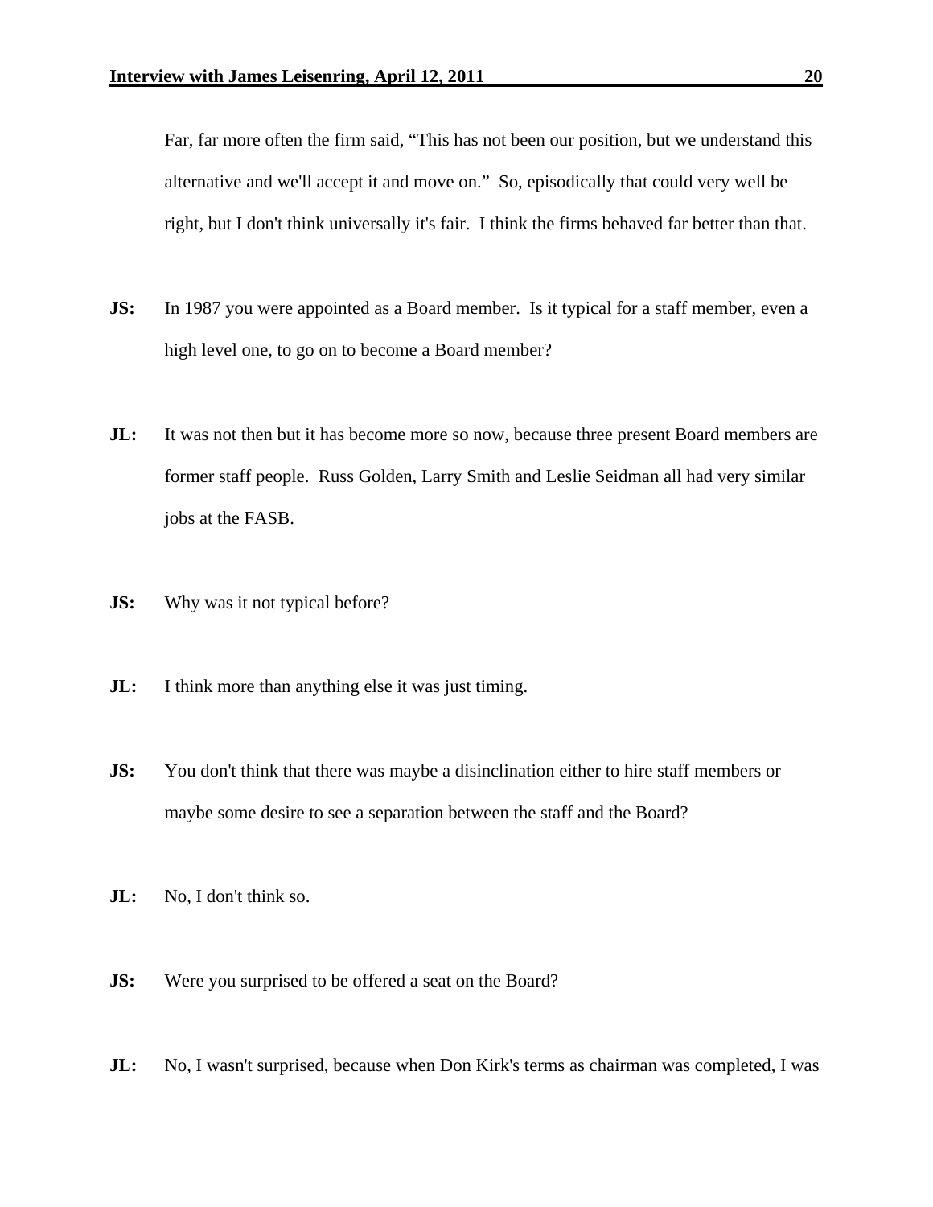Far, far more often the firm said, "This has not been our position, but we understand this alternative and we'll accept it and move on." So, episodically that could very well be right, but I don't think universally it's fair. I think the firms behaved far better than that.

**JS:** In 1987 you were appointed as a Board member. Is it typical for a staff member, even a high level one, to go on to become a Board member?

**JL:** It was not then but it has become more so now, because three present Board members are former staff people. Russ Golden, Larry Smith and Leslie Seidman all had very similar jobs at the FASB.

**JS:** Why was it not typical before?

**JL:** I think more than anything else it was just timing.

**JS:** You don't think that there was maybe a disinclination either to hire staff members or maybe some desire to see a separation between the staff and the Board?

**JL:** No, I don't think so.

**JS:** Were you surprised to be offered a seat on the Board?

**JL:** No, I wasn't surprised, because when Don Kirk's terms as chairman was completed, I was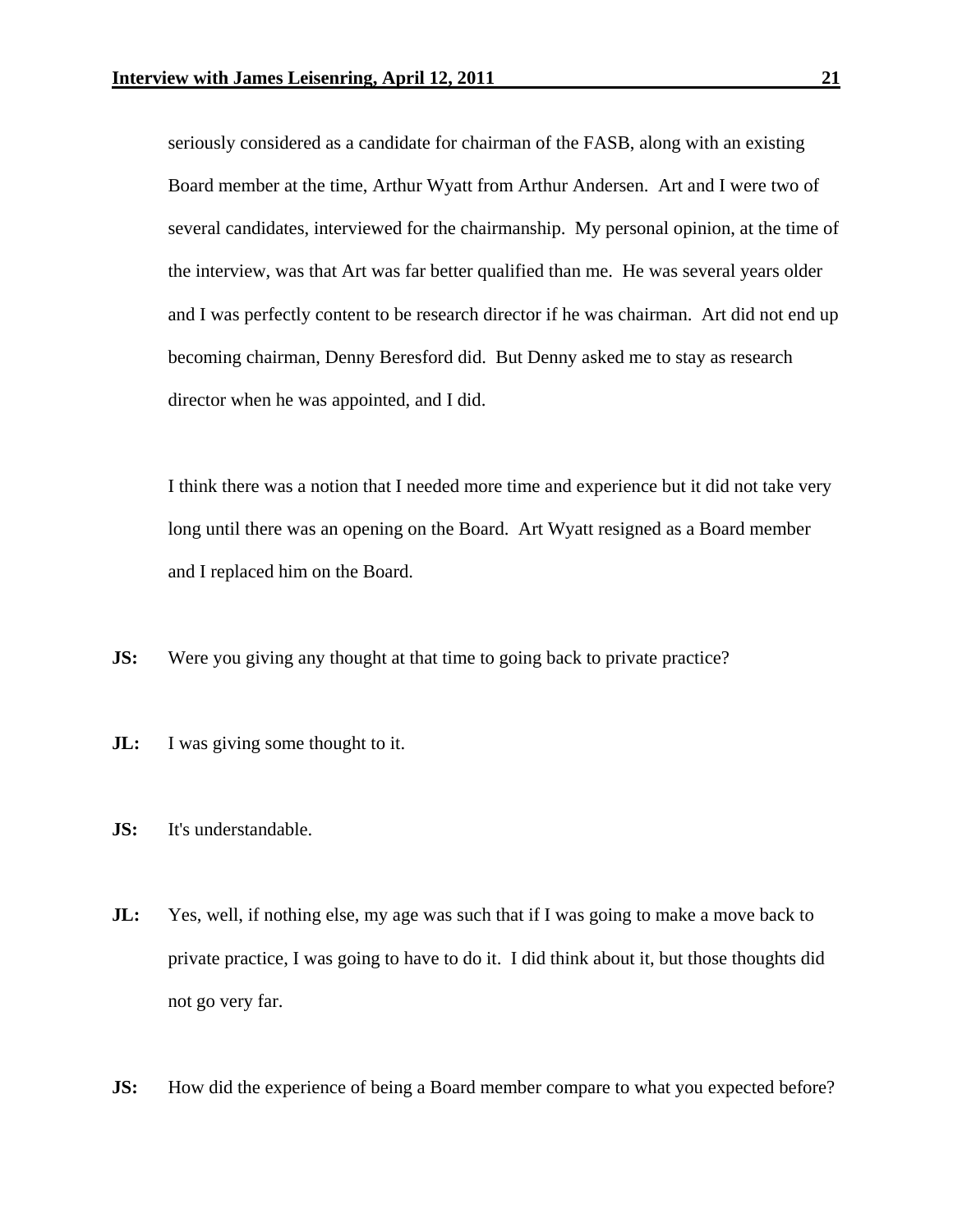seriously considered as a candidate for chairman of the FASB, along with an existing Board member at the time, Arthur Wyatt from Arthur Andersen. Art and I were two of several candidates, interviewed for the chairmanship. My personal opinion, at the time of the interview, was that Art was far better qualified than me. He was several years older and I was perfectly content to be research director if he was chairman. Art did not end up becoming chairman, Denny Beresford did. But Denny asked me to stay as research director when he was appointed, and I did.

I think there was a notion that I needed more time and experience but it did not take very long until there was an opening on the Board. Art Wyatt resigned as a Board member and I replaced him on the Board.

**JS:** Were you giving any thought at that time to going back to private practice?

**JL:** I was giving some thought to it.

**JS:** It's understandable.

**JL:** Yes, well, if nothing else, my age was such that if I was going to make a move back to private practice, I was going to have to do it. I did think about it, but those thoughts did not go very far.

**JS:** How did the experience of being a Board member compare to what you expected before?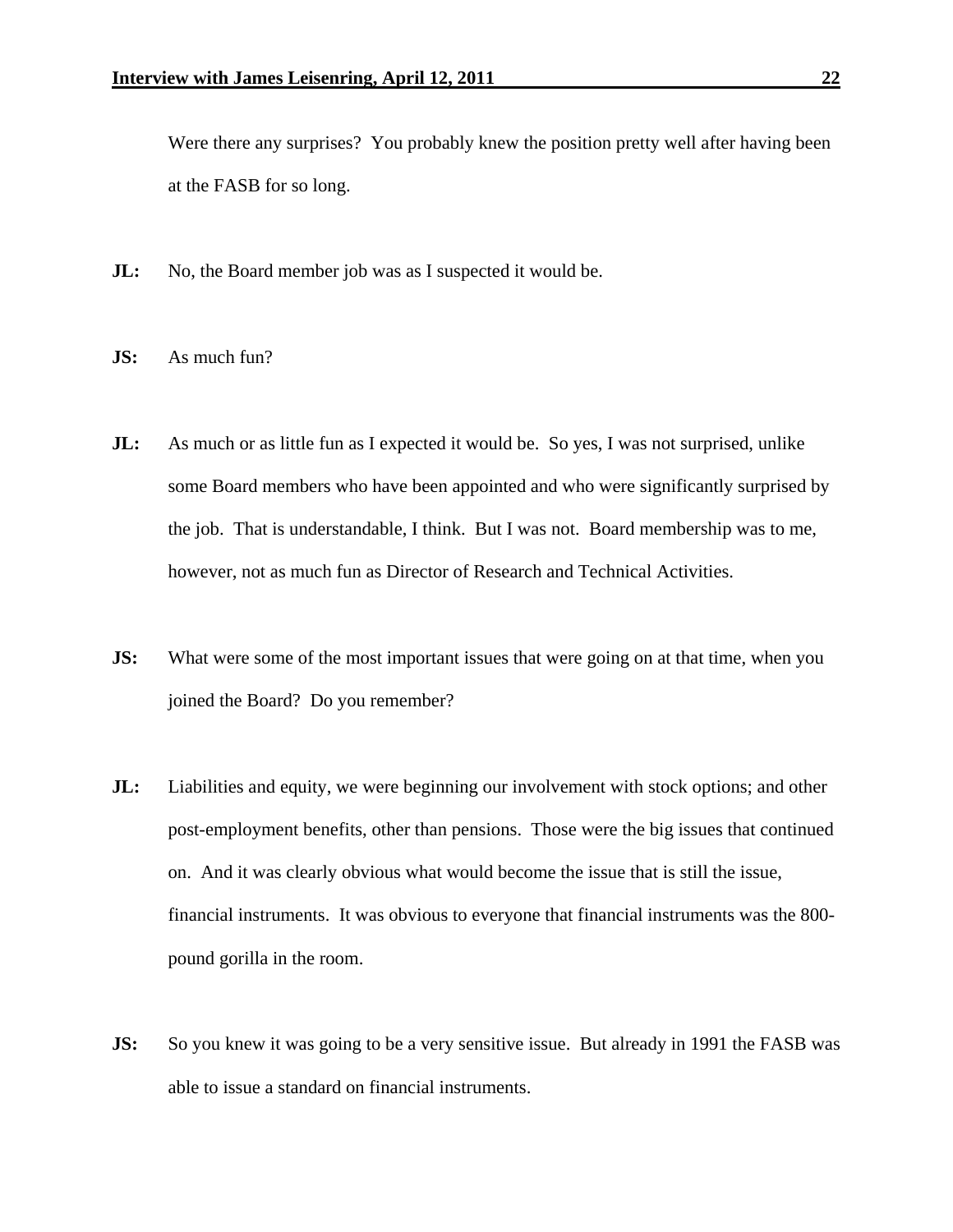Were there any surprises? You probably knew the position pretty well after having been at the FASB for so long.

**JL:** No, the Board member job was as I suspected it would be.

**JS:** As much fun?

**JL:** As much or as little fun as I expected it would be. So yes, I was not surprised, unlike some Board members who have been appointed and who were significantly surprised by the job. That is understandable, I think. But I was not. Board membership was to me, however, not as much fun as Director of Research and Technical Activities.

**JS:** What were some of the most important issues that were going on at that time, when you joined the Board? Do you remember?

**JL:** Liabilities and equity, we were beginning our involvement with stock options; and other post-employment benefits, other than pensions. Those were the big issues that continued on. And it was clearly obvious what would become the issue that is still the issue, financial instruments. It was obvious to everyone that financial instruments was the 800-pound gorilla in the room.

**JS:** So you knew it was going to be a very sensitive issue. But already in 1991 the FASB was able to issue a standard on financial instruments.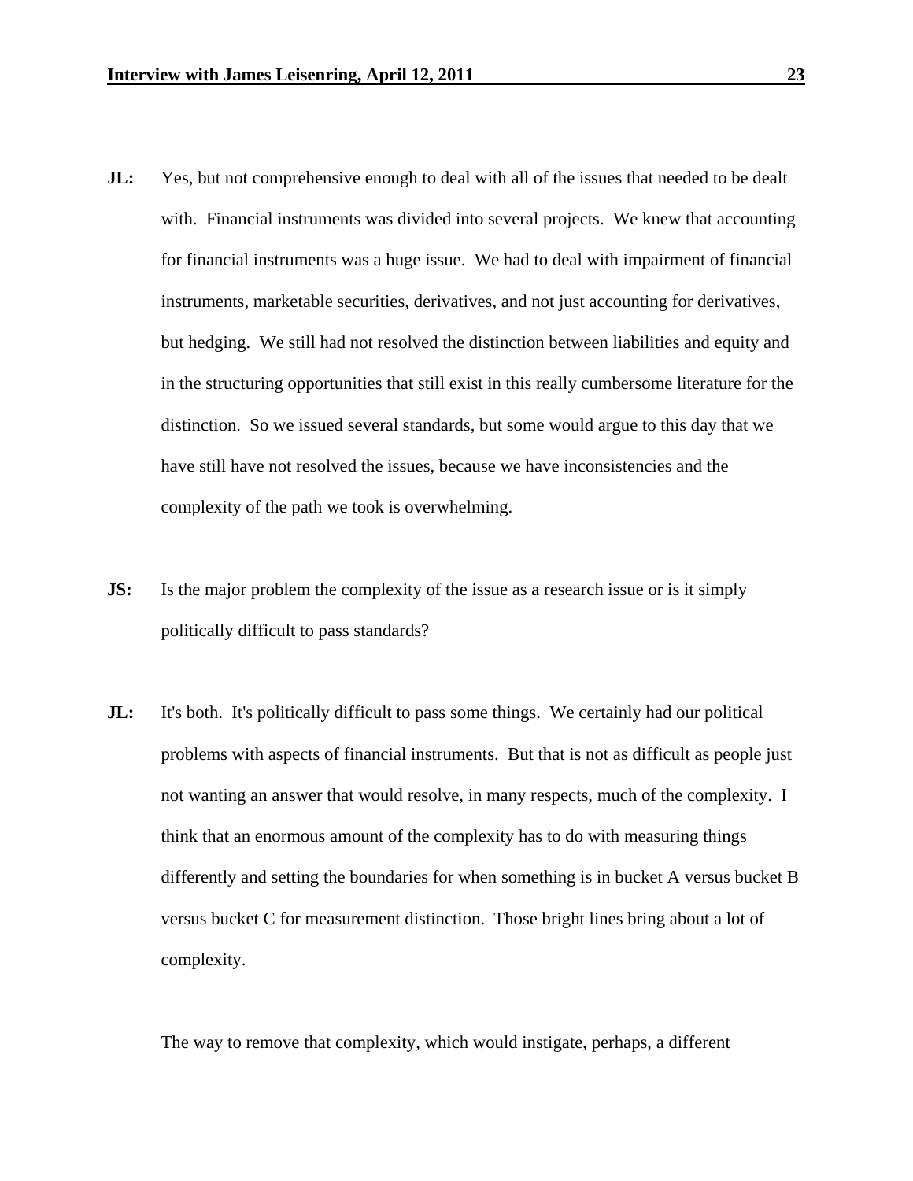**JL:** Yes, but not comprehensive enough to deal with all of the issues that needed to be dealt with. Financial instruments was divided into several projects. We knew that accounting for financial instruments was a huge issue. We had to deal with impairment of financial instruments, marketable securities, derivatives, and not just accounting for derivatives, but hedging. We still had not resolved the distinction between liabilities and equity and in the structuring opportunities that still exist in this really cumbersome literature for the distinction. So we issued several standards, but some would argue to this day that we have still have not resolved the issues, because we have inconsistencies and the complexity of the path we took is overwhelming.

**JS:** Is the major problem the complexity of the issue as a research issue or is it simply politically difficult to pass standards?

**JL:** It's both. It's politically difficult to pass some things. We certainly had our political problems with aspects of financial instruments. But that is not as difficult as people just not wanting an answer that would resolve, in many respects, much of the complexity. I think that an enormous amount of the complexity has to do with measuring things differently and setting the boundaries for when something is in bucket A versus bucket B versus bucket C for measurement distinction. Those bright lines bring about a lot of complexity.

The way to remove that complexity, which would instigate, perhaps, a different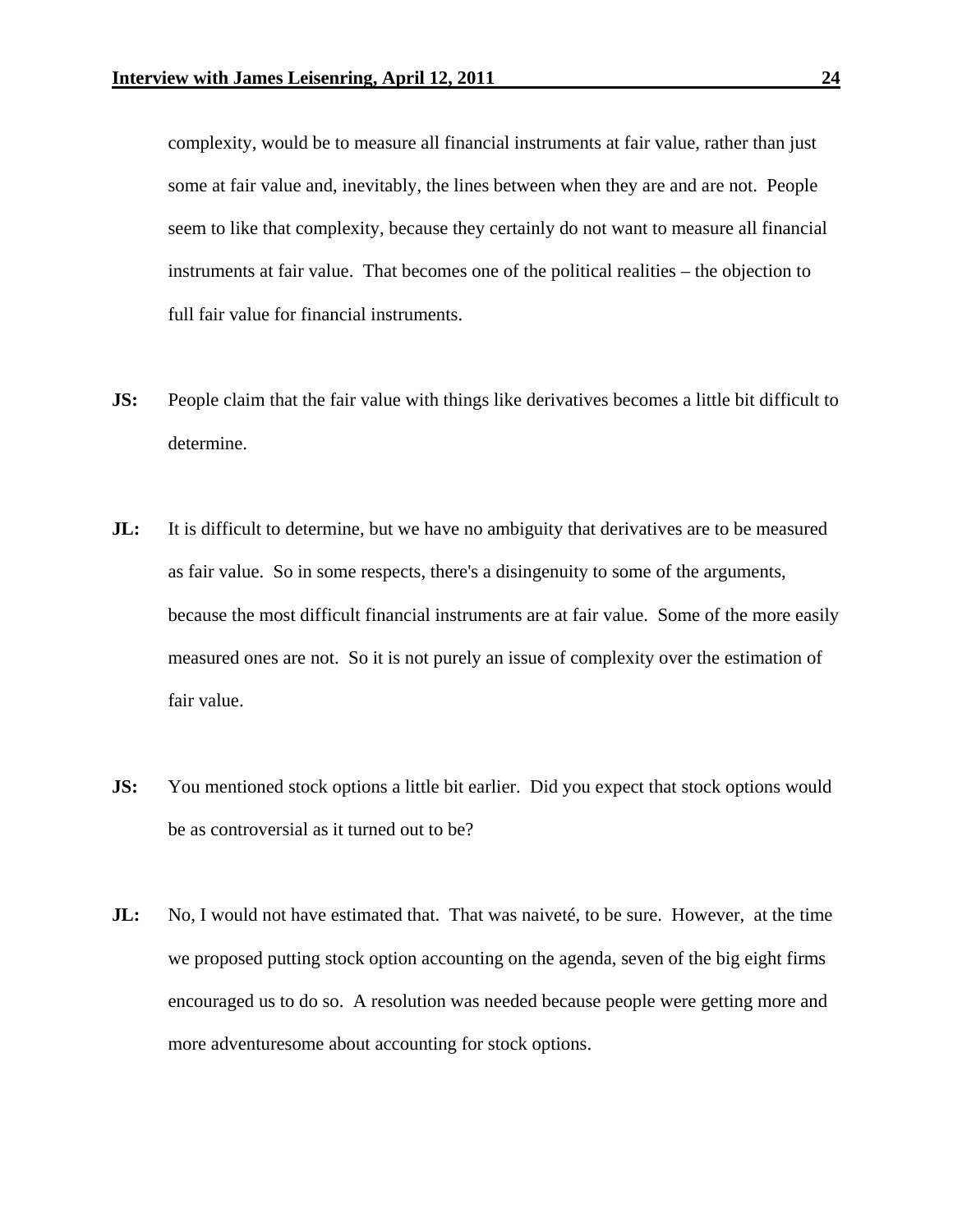complexity, would be to measure all financial instruments at fair value, rather than just some at fair value and, inevitably, the lines between when they are and are not. People seem to like that complexity, because they certainly do not want to measure all financial instruments at fair value. That becomes one of the political realities – the objection to full fair value for financial instruments.

**JS:** People claim that the fair value with things like derivatives becomes a little bit difficult to determine.

**JL:** It is difficult to determine, but we have no ambiguity that derivatives are to be measured as fair value. So in some respects, there's a disingenuity to some of the arguments, because the most difficult financial instruments are at fair value. Some of the more easily measured ones are not. So it is not purely an issue of complexity over the estimation of fair value.

**JS:** You mentioned stock options a little bit earlier. Did you expect that stock options would be as controversial as it turned out to be?

**JL:** No, I would not have estimated that. That was naiveté, to be sure. However, at the time we proposed putting stock option accounting on the agenda, seven of the big eight firms encouraged us to do so. A resolution was needed because people were getting more and more adventuresome about accounting for stock options.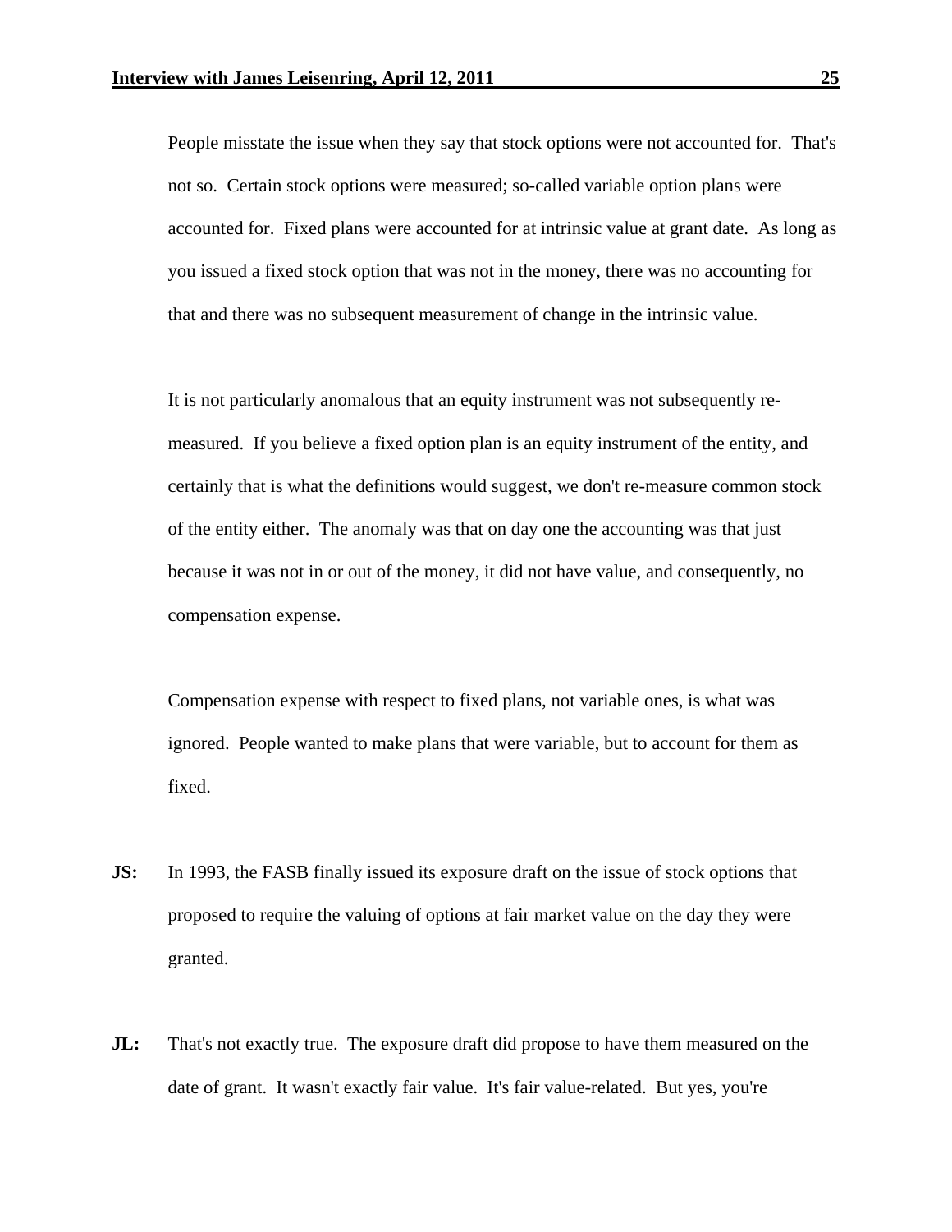People misstate the issue when they say that stock options were not accounted for. That's not so. Certain stock options were measured; so-called variable option plans were accounted for. Fixed plans were accounted for at intrinsic value at grant date. As long as you issued a fixed stock option that was not in the money, there was no accounting for that and there was no subsequent measurement of change in the intrinsic value.

It is not particularly anomalous that an equity instrument was not subsequently re-measured. If you believe a fixed option plan is an equity instrument of the entity, and certainly that is what the definitions would suggest, we don't re-measure common stock of the entity either. The anomaly was that on day one the accounting was that just because it was not in or out of the money, it did not have value, and consequently, no compensation expense.

Compensation expense with respect to fixed plans, not variable ones, is what was ignored. People wanted to make plans that were variable, but to account for them as fixed.

**JS:** In 1993, the FASB finally issued its exposure draft on the issue of stock options that proposed to require the valuing of options at fair market value on the day they were granted.

**JL:** That's not exactly true. The exposure draft did propose to have them measured on the date of grant. It wasn't exactly fair value. It's fair value-related. But yes, you're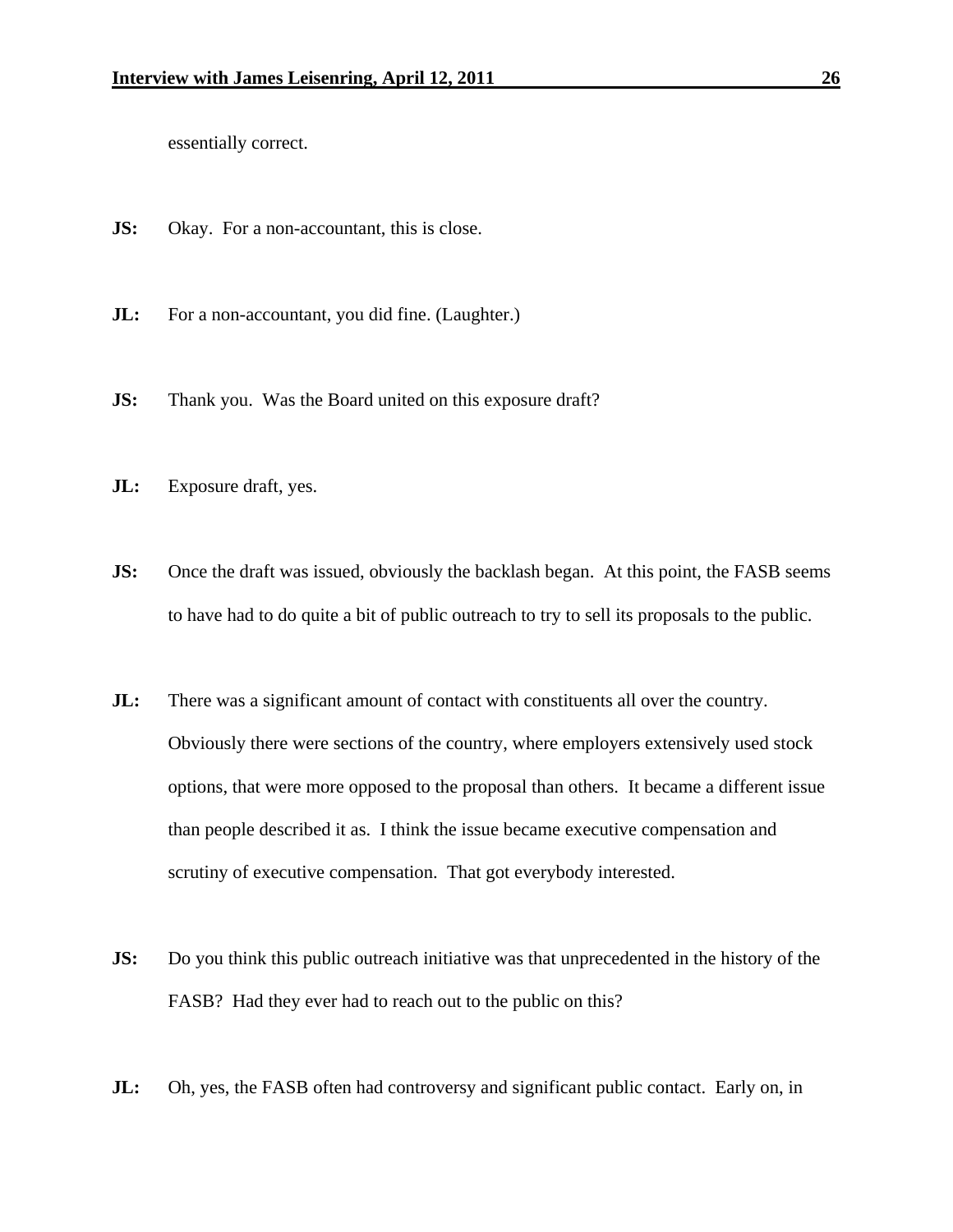essentially correct.

**JS:** Okay. For a non-accountant, this is close.

**JL:** For a non-accountant, you did fine. (Laughter.)

**JS:** Thank you. Was the Board united on this exposure draft?

**JL:** Exposure draft, yes.

**JS:** Once the draft was issued, obviously the backlash began. At this point, the FASB seems to have had to do quite a bit of public outreach to try to sell its proposals to the public.

**JL:** There was a significant amount of contact with constituents all over the country. Obviously there were sections of the country, where employers extensively used stock options, that were more opposed to the proposal than others. It became a different issue than people described it as. I think the issue became executive compensation and scrutiny of executive compensation. That got everybody interested.

**JS:** Do you think this public outreach initiative was that unprecedented in the history of the FASB? Had they ever had to reach out to the public on this?

**JL:** Oh, yes, the FASB often had controversy and significant public contact. Early on, in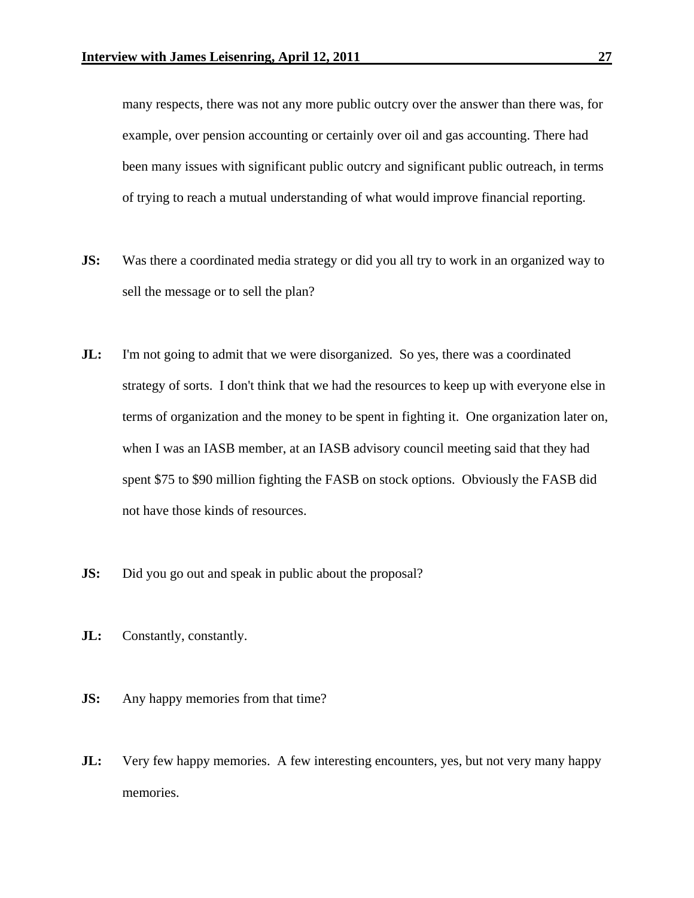many respects, there was not any more public outcry over the answer than there was, for example, over pension accounting or certainly over oil and gas accounting. There had been many issues with significant public outcry and significant public outreach, in terms of trying to reach a mutual understanding of what would improve financial reporting.

**JS:** Was there a coordinated media strategy or did you all try to work in an organized way to sell the message or to sell the plan?

**JL:** I'm not going to admit that we were disorganized. So yes, there was a coordinated strategy of sorts. I don't think that we had the resources to keep up with everyone else in terms of organization and the money to be spent in fighting it. One organization later on, when I was an IASB member, at an IASB advisory council meeting said that they had spent $75 to $90 million fighting the FASB on stock options. Obviously the FASB did not have those kinds of resources.

**JS:** Did you go out and speak in public about the proposal?

**JL:** Constantly, constantly.

**JS:** Any happy memories from that time?

**JL:** Very few happy memories. A few interesting encounters, yes, but not very many happy memories.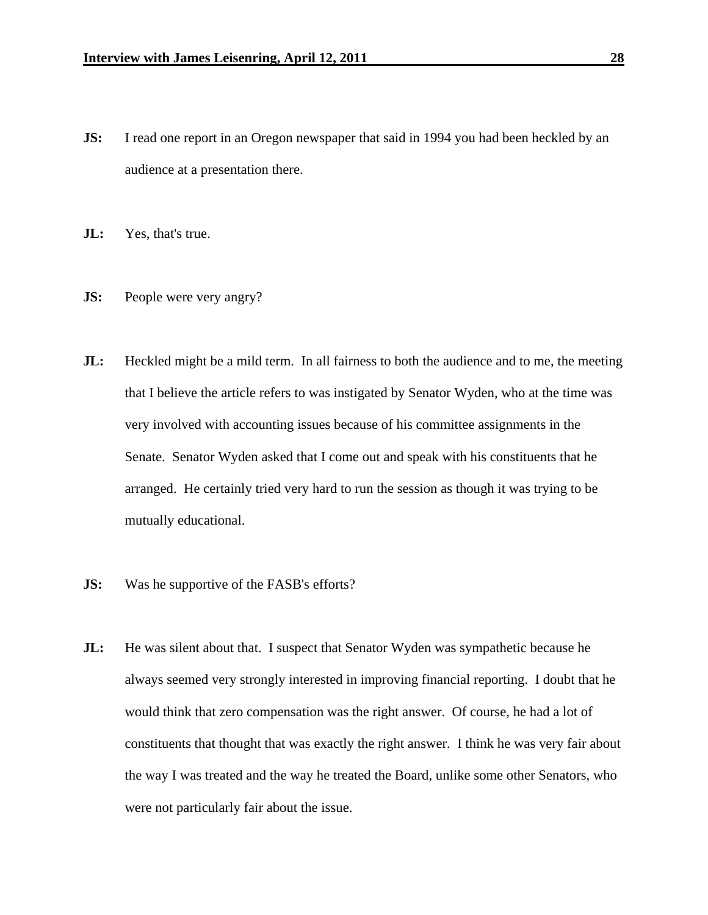**JS:** I read one report in an Oregon newspaper that said in 1994 you had been heckled by an audience at a presentation there.

**JL:** Yes, that's true.

**JS:** People were very angry?

**JL:** Heckled might be a mild term. In all fairness to both the audience and to me, the meeting that I believe the article refers to was instigated by Senator Wyden, who at the time was very involved with accounting issues because of his committee assignments in the Senate. Senator Wyden asked that I come out and speak with his constituents that he arranged. He certainly tried very hard to run the session as though it was trying to be mutually educational.

**JS:** Was he supportive of the FASB's efforts?

**JL:** He was silent about that. I suspect that Senator Wyden was sympathetic because he always seemed very strongly interested in improving financial reporting. I doubt that he would think that zero compensation was the right answer. Of course, he had a lot of constituents that thought that was exactly the right answer. I think he was very fair about the way I was treated and the way he treated the Board, unlike some other Senators, who were not particularly fair about the issue.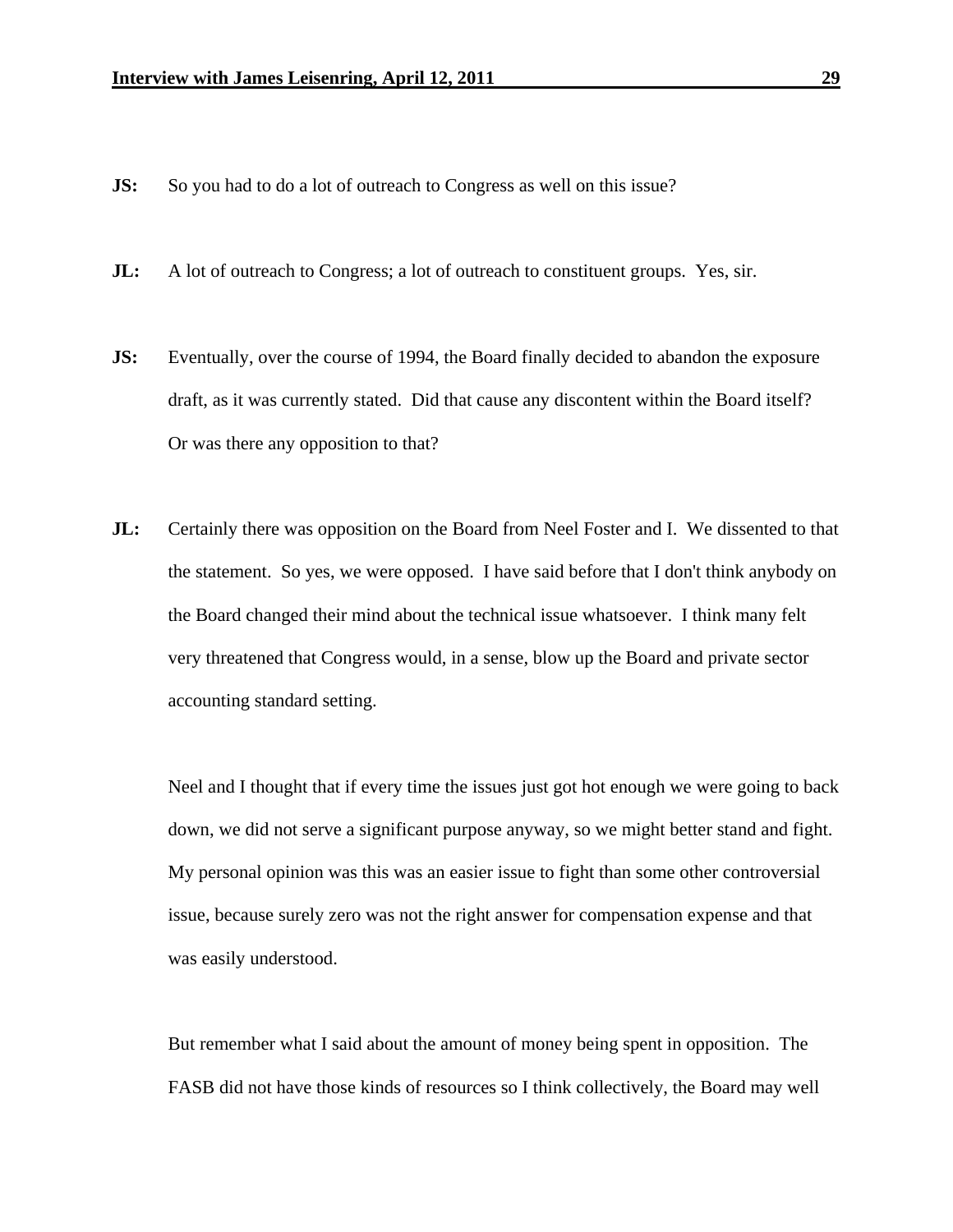**JS:** So you had to do a lot of outreach to Congress as well on this issue?

**JL:** A lot of outreach to Congress; a lot of outreach to constituent groups. Yes, sir.

**JS:** Eventually, over the course of 1994, the Board finally decided to abandon the exposure draft, as it was currently stated. Did that cause any discontent within the Board itself? Or was there any opposition to that?

**JL:** Certainly there was opposition on the Board from Neel Foster and I. We dissented to that the statement. So yes, we were opposed. I have said before that I don't think anybody on the Board changed their mind about the technical issue whatsoever. I think many felt very threatened that Congress would, in a sense, blow up the Board and private sector accounting standard setting.

Neel and I thought that if every time the issues just got hot enough we were going to back down, we did not serve a significant purpose anyway, so we might better stand and fight. My personal opinion was this was an easier issue to fight than some other controversial issue, because surely zero was not the right answer for compensation expense and that was easily understood.

But remember what I said about the amount of money being spent in opposition. The FASB did not have those kinds of resources so I think collectively, the Board may well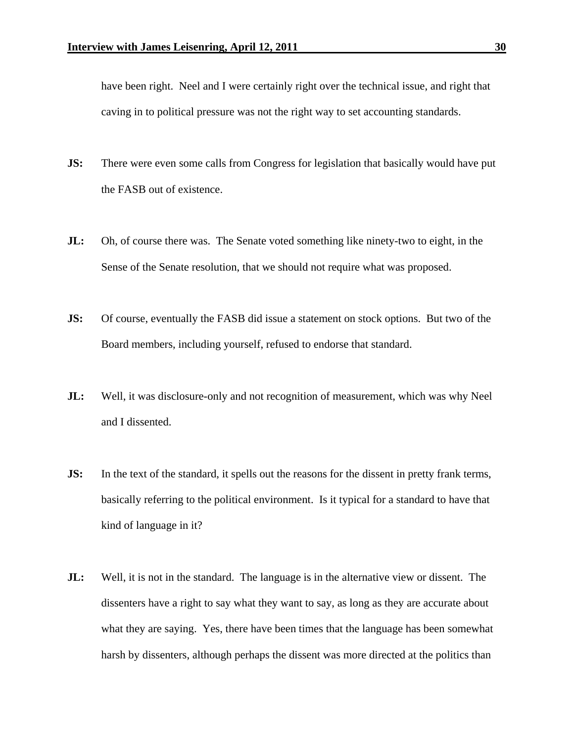have been right. Neel and I were certainly right over the technical issue, and right that caving in to political pressure was not the right way to set accounting standards.

**JS:** There were even some calls from Congress for legislation that basically would have put the FASB out of existence.

**JL:** Oh, of course there was. The Senate voted something like ninety-two to eight, in the Sense of the Senate resolution, that we should not require what was proposed.

**JS:** Of course, eventually the FASB did issue a statement on stock options. But two of the Board members, including yourself, refused to endorse that standard.

**JL:** Well, it was disclosure-only and not recognition of measurement, which was why Neel and I dissented.

**JS:** In the text of the standard, it spells out the reasons for the dissent in pretty frank terms, basically referring to the political environment. Is it typical for a standard to have that kind of language in it?

**JL:** Well, it is not in the standard. The language is in the alternative view or dissent. The dissenters have a right to say what they want to say, as long as they are accurate about what they are saying. Yes, there have been times that the language has been somewhat harsh by dissenters, although perhaps the dissent was more directed at the politics than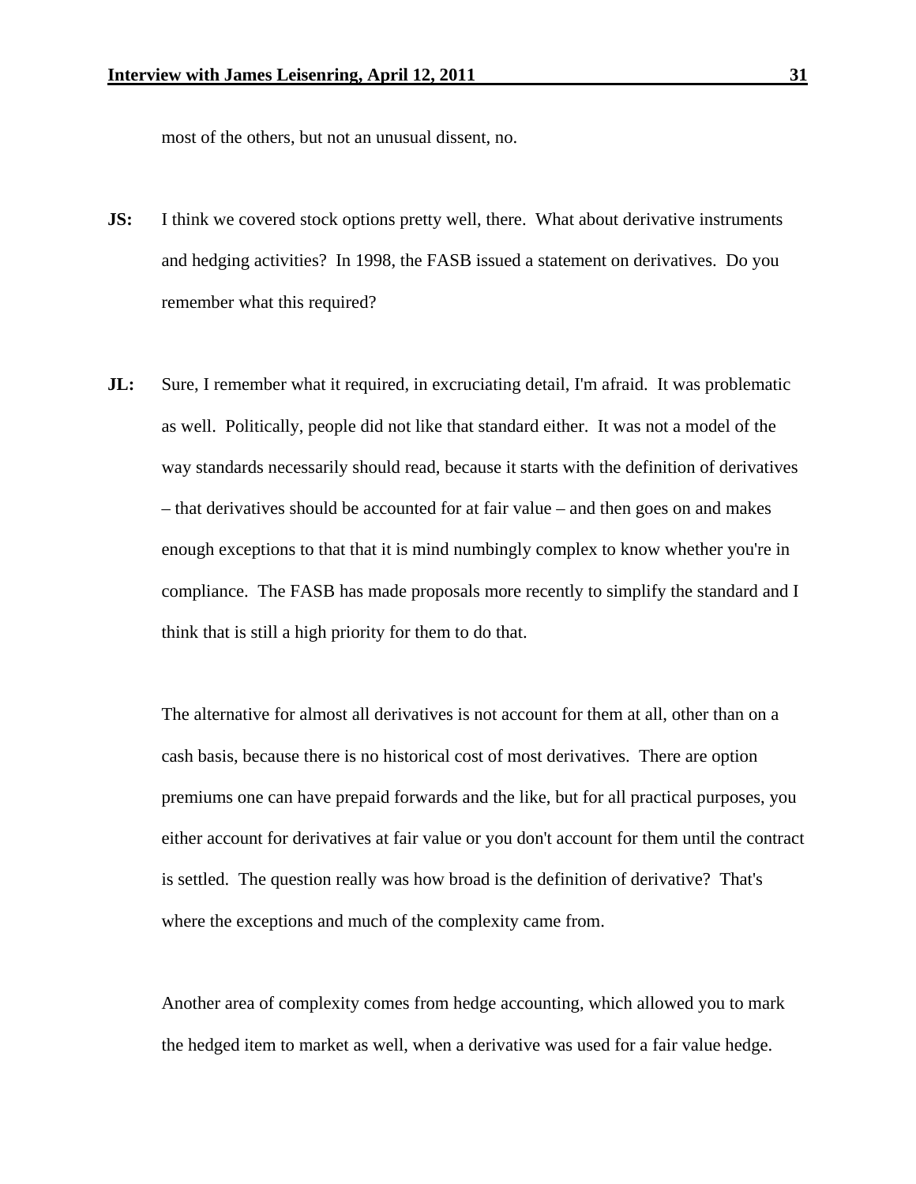most of the others, but not an unusual dissent, no.

**JS:** I think we covered stock options pretty well, there. What about derivative instruments and hedging activities? In 1998, the FASB issued a statement on derivatives. Do you remember what this required?

**JL:** Sure, I remember what it required, in excruciating detail, I'm afraid. It was problematic as well. Politically, people did not like that standard either. It was not a model of the way standards necessarily should read, because it starts with the definition of derivatives – that derivatives should be accounted for at fair value – and then goes on and makes enough exceptions to that that it is mind numbingly complex to know whether you're in compliance. The FASB has made proposals more recently to simplify the standard and I think that is still a high priority for them to do that.

The alternative for almost all derivatives is not account for them at all, other than on a cash basis, because there is no historical cost of most derivatives. There are option premiums one can have prepaid forwards and the like, but for all practical purposes, you either account for derivatives at fair value or you don't account for them until the contract is settled. The question really was how broad is the definition of derivative? That's where the exceptions and much of the complexity came from.

Another area of complexity comes from hedge accounting, which allowed you to mark the hedged item to market as well, when a derivative was used for a fair value hedge.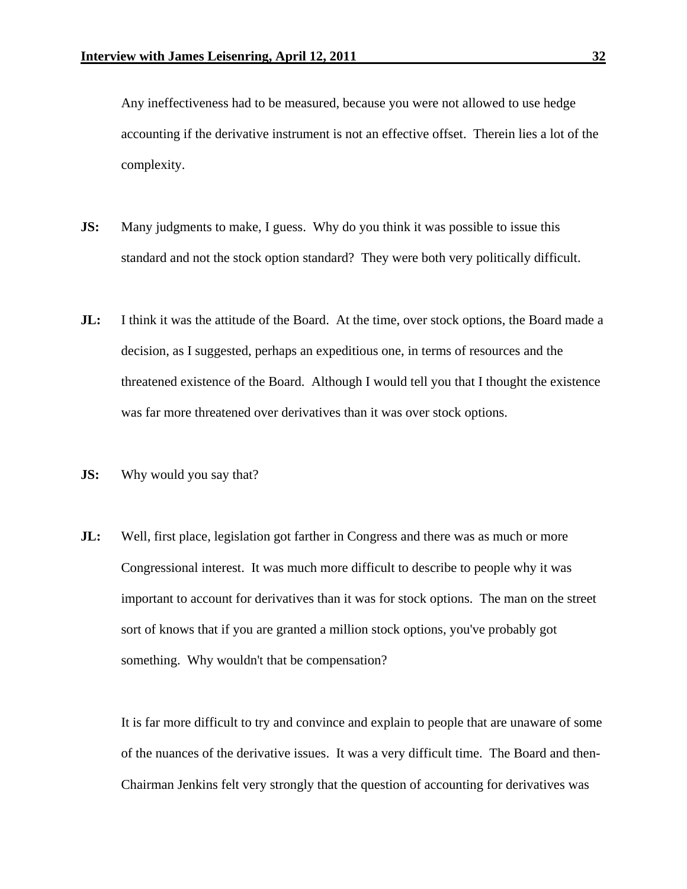Any ineffectiveness had to be measured, because you were not allowed to use hedge accounting if the derivative instrument is not an effective offset. Therein lies a lot of the complexity.

**JS:** Many judgments to make, I guess. Why do you think it was possible to issue this standard and not the stock option standard? They were both very politically difficult.

**JL:** I think it was the attitude of the Board. At the time, over stock options, the Board made a decision, as I suggested, perhaps an expeditious one, in terms of resources and the threatened existence of the Board. Although I would tell you that I thought the existence was far more threatened over derivatives than it was over stock options.

**JS:** Why would you say that?

**JL:** Well, first place, legislation got farther in Congress and there was as much or more Congressional interest. It was much more difficult to describe to people why it was important to account for derivatives than it was for stock options. The man on the street sort of knows that if you are granted a million stock options, you've probably got something. Why wouldn't that be compensation?

It is far more difficult to try and convince and explain to people that are unaware of some of the nuances of the derivative issues. It was a very difficult time. The Board and then-Chairman Jenkins felt very strongly that the question of accounting for derivatives was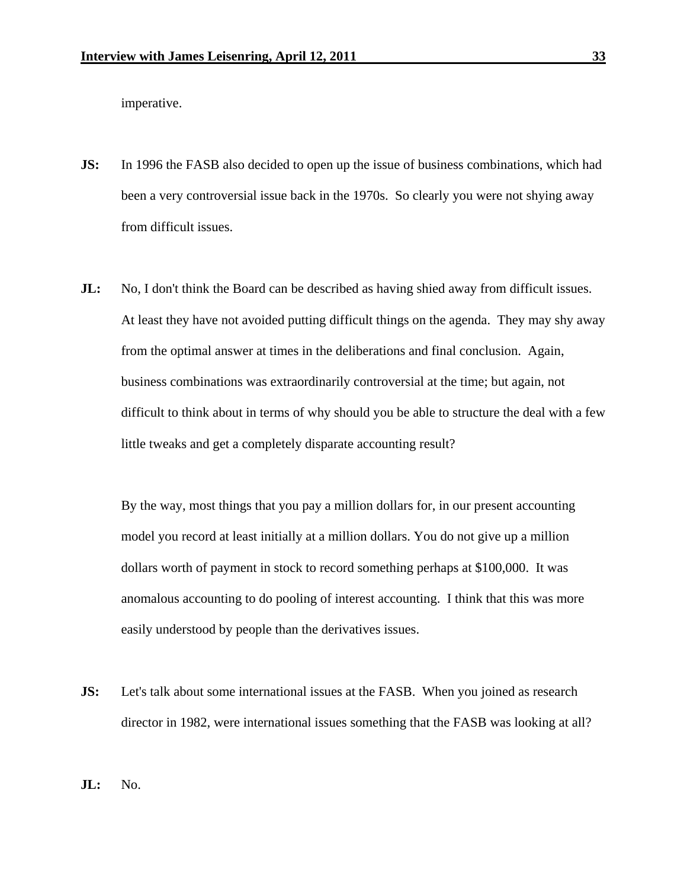imperative.

**JS:** In 1996 the FASB also decided to open up the issue of business combinations, which had been a very controversial issue back in the 1970s. So clearly you were not shying away from difficult issues.

**JL:** No, I don't think the Board can be described as having shied away from difficult issues. At least they have not avoided putting difficult things on the agenda. They may shy away from the optimal answer at times in the deliberations and final conclusion. Again, business combinations was extraordinarily controversial at the time; but again, not difficult to think about in terms of why should you be able to structure the deal with a few little tweaks and get a completely disparate accounting result?

By the way, most things that you pay a million dollars for, in our present accounting model you record at least initially at a million dollars. You do not give up a million dollars worth of payment in stock to record something perhaps at $100,000. It was anomalous accounting to do pooling of interest accounting. I think that this was more easily understood by people than the derivatives issues.

**JS:** Let's talk about some international issues at the FASB. When you joined as research director in 1982, were international issues something that the FASB was looking at all?

**JL:** No.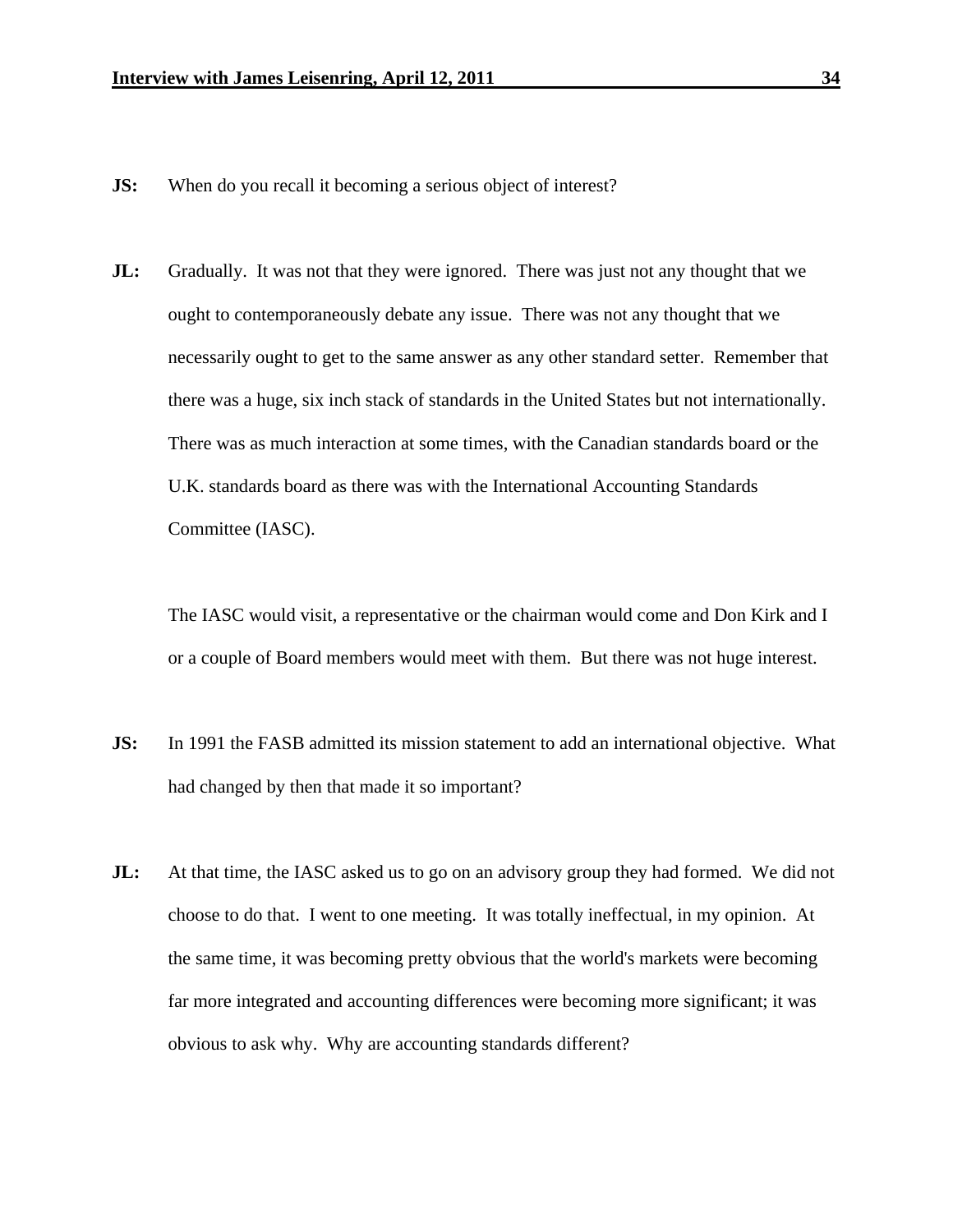**JS:** When do you recall it becoming a serious object of interest?

**JL:** Gradually. It was not that they were ignored. There was just not any thought that we ought to contemporaneously debate any issue. There was not any thought that we necessarily ought to get to the same answer as any other standard setter. Remember that there was a huge, six inch stack of standards in the United States but not internationally. There was as much interaction at some times, with the Canadian standards board or the U.K. standards board as there was with the International Accounting Standards Committee (IASC).

The IASC would visit, a representative or the chairman would come and Don Kirk and I or a couple of Board members would meet with them. But there was not huge interest.

**JS:** In 1991 the FASB admitted its mission statement to add an international objective. What had changed by then that made it so important?

**JL:** At that time, the IASC asked us to go on an advisory group they had formed. We did not choose to do that. I went to one meeting. It was totally ineffectual, in my opinion. At the same time, it was becoming pretty obvious that the world's markets were becoming far more integrated and accounting differences were becoming more significant; it was obvious to ask why. Why are accounting standards different?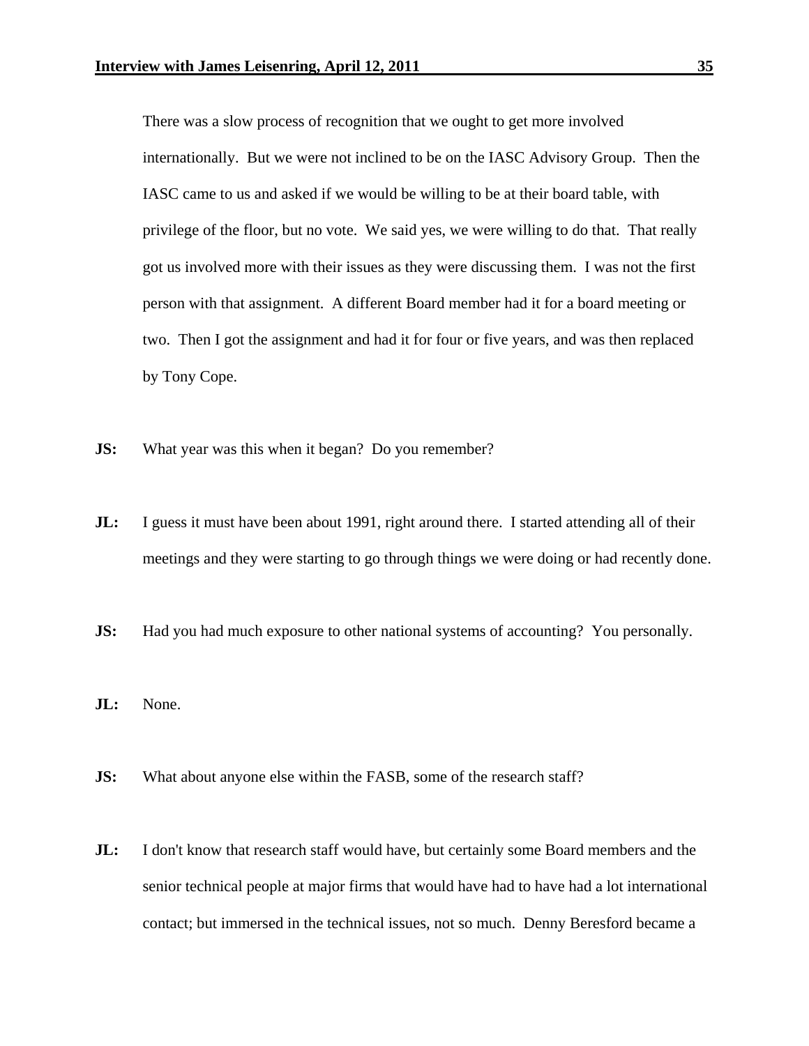There was a slow process of recognition that we ought to get more involved internationally. But we were not inclined to be on the IASC Advisory Group. Then the IASC came to us and asked if we would be willing to be at their board table, with privilege of the floor, but no vote. We said yes, we were willing to do that. That really got us involved more with their issues as they were discussing them. I was not the first person with that assignment. A different Board member had it for a board meeting or two. Then I got the assignment and had it for four or five years, and was then replaced by Tony Cope.

**JS:** What year was this when it began? Do you remember?

**JL:** I guess it must have been about 1991, right around there. I started attending all of their meetings and they were starting to go through things we were doing or had recently done.

**JS:** Had you had much exposure to other national systems of accounting? You personally.

**JL:** None.

**JS:** What about anyone else within the FASB, some of the research staff?

**JL:** I don't know that research staff would have, but certainly some Board members and the senior technical people at major firms that would have had to have had a lot international contact; but immersed in the technical issues, not so much. Denny Beresford became a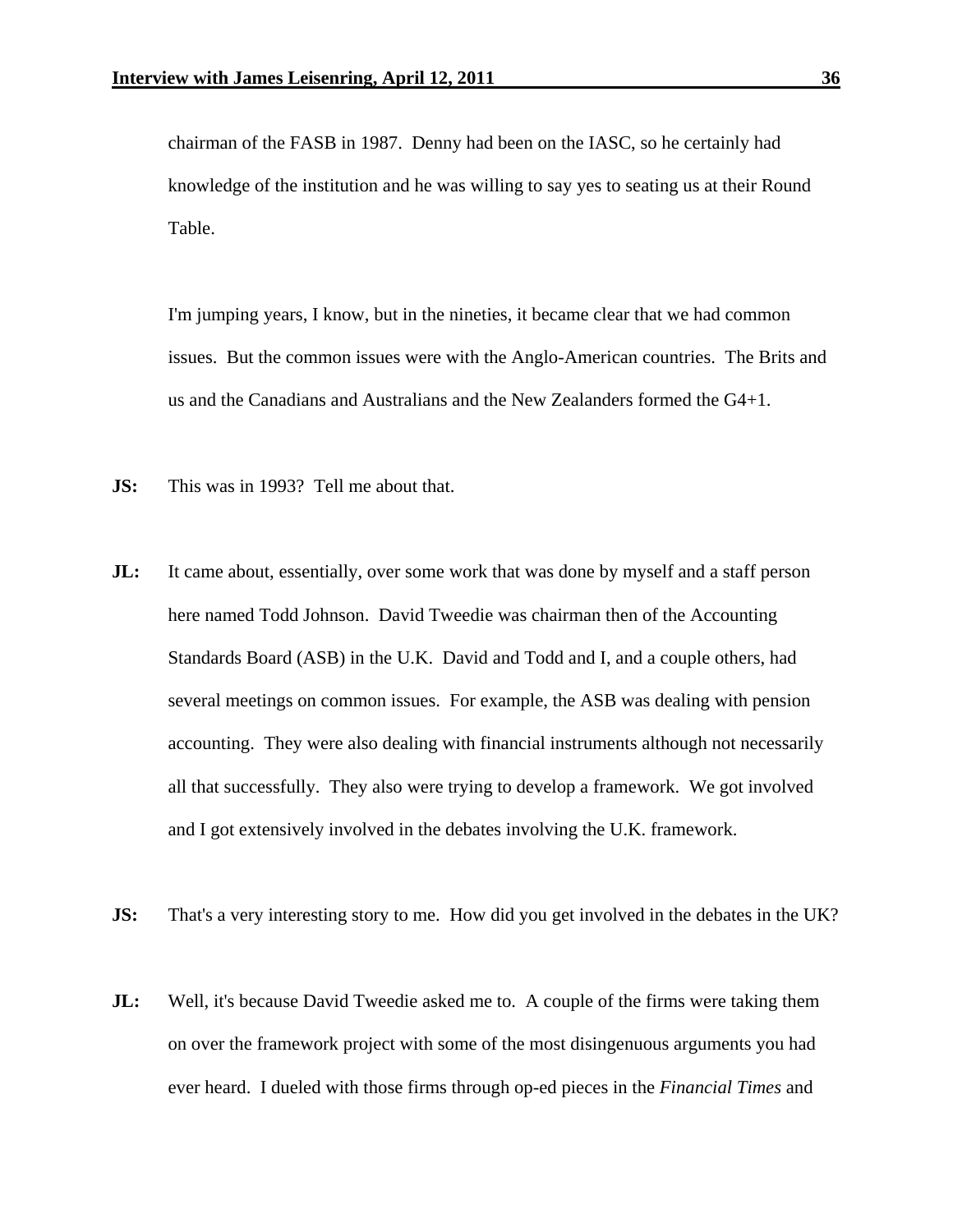chairman of the FASB in 1987. Denny had been on the IASC, so he certainly had knowledge of the institution and he was willing to say yes to seating us at their Round Table.

I'm jumping years, I know, but in the nineties, it became clear that we had common issues. But the common issues were with the Anglo-American countries. The Brits and us and the Canadians and Australians and the New Zealanders formed the G4+1.

**JS:** This was in 1993? Tell me about that.

**JL:** It came about, essentially, over some work that was done by myself and a staff person here named Todd Johnson. David Tweedie was chairman then of the Accounting Standards Board (ASB) in the U.K. David and Todd and I, and a couple others, had several meetings on common issues. For example, the ASB was dealing with pension accounting. They were also dealing with financial instruments although not necessarily all that successfully. They also were trying to develop a framework. We got involved and I got extensively involved in the debates involving the U.K. framework.

**JS:** That's a very interesting story to me. How did you get involved in the debates in the UK?

**JL:** Well, it's because David Tweedie asked me to. A couple of the firms were taking them on over the framework project with some of the most disingenuous arguments you had ever heard. I dueled with those firms through op-ed pieces in the *Financial Times* and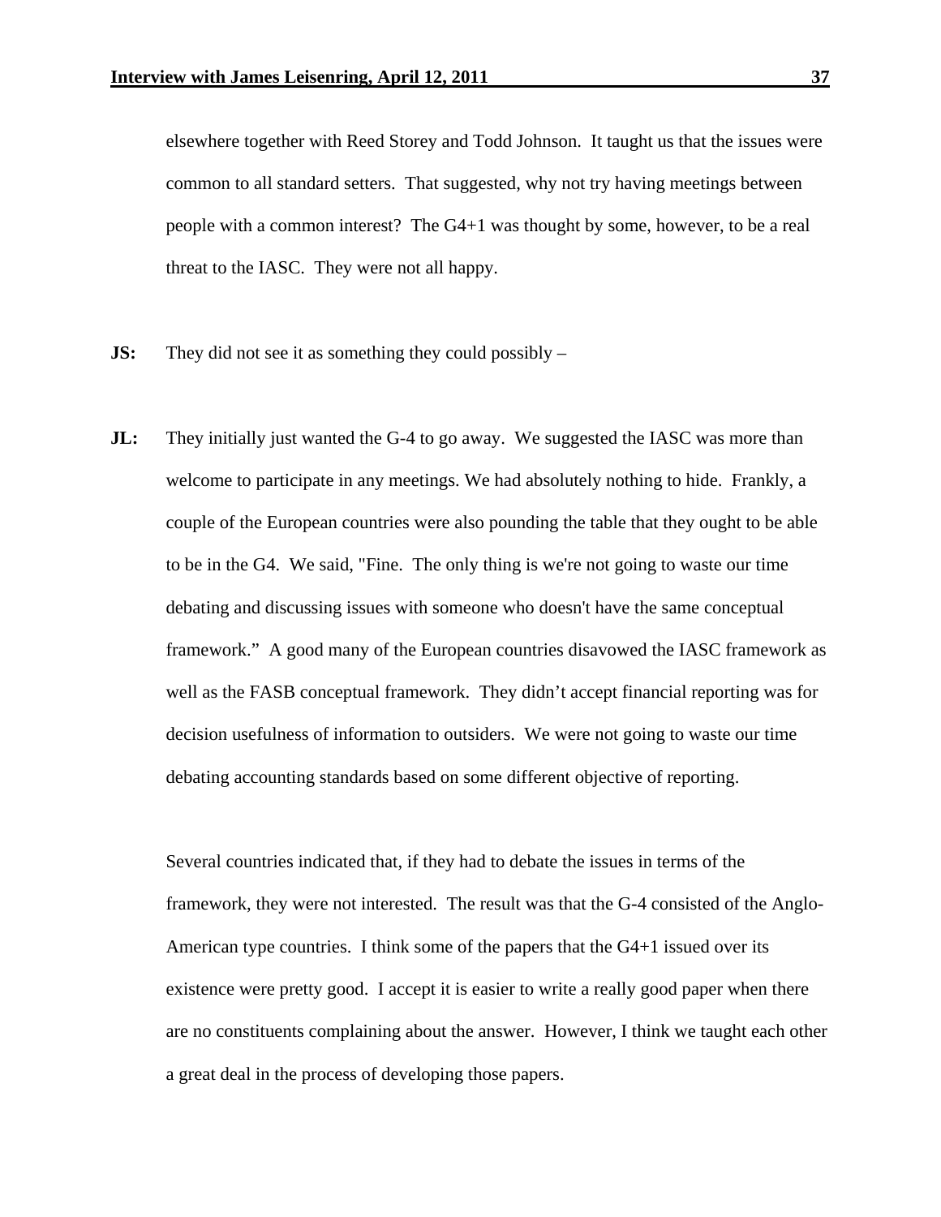elsewhere together with Reed Storey and Todd Johnson. It taught us that the issues were common to all standard setters. That suggested, why not try having meetings between people with a common interest? The G4+1 was thought by some, however, to be a real threat to the IASC. They were not all happy.

**JS:** They did not see it as something they could possibly –

**JL:** They initially just wanted the G-4 to go away. We suggested the IASC was more than welcome to participate in any meetings. We had absolutely nothing to hide. Frankly, a couple of the European countries were also pounding the table that they ought to be able to be in the G4. We said, "Fine. The only thing is we're not going to waste our time debating and discussing issues with someone who doesn't have the same conceptual framework." A good many of the European countries disavowed the IASC framework as well as the FASB conceptual framework. They didn't accept financial reporting was for decision usefulness of information to outsiders. We were not going to waste our time debating accounting standards based on some different objective of reporting.

Several countries indicated that, if they had to debate the issues in terms of the framework, they were not interested. The result was that the G-4 consisted of the Anglo-American type countries. I think some of the papers that the G4+1 issued over its existence were pretty good. I accept it is easier to write a really good paper when there are no constituents complaining about the answer. However, I think we taught each other a great deal in the process of developing those papers.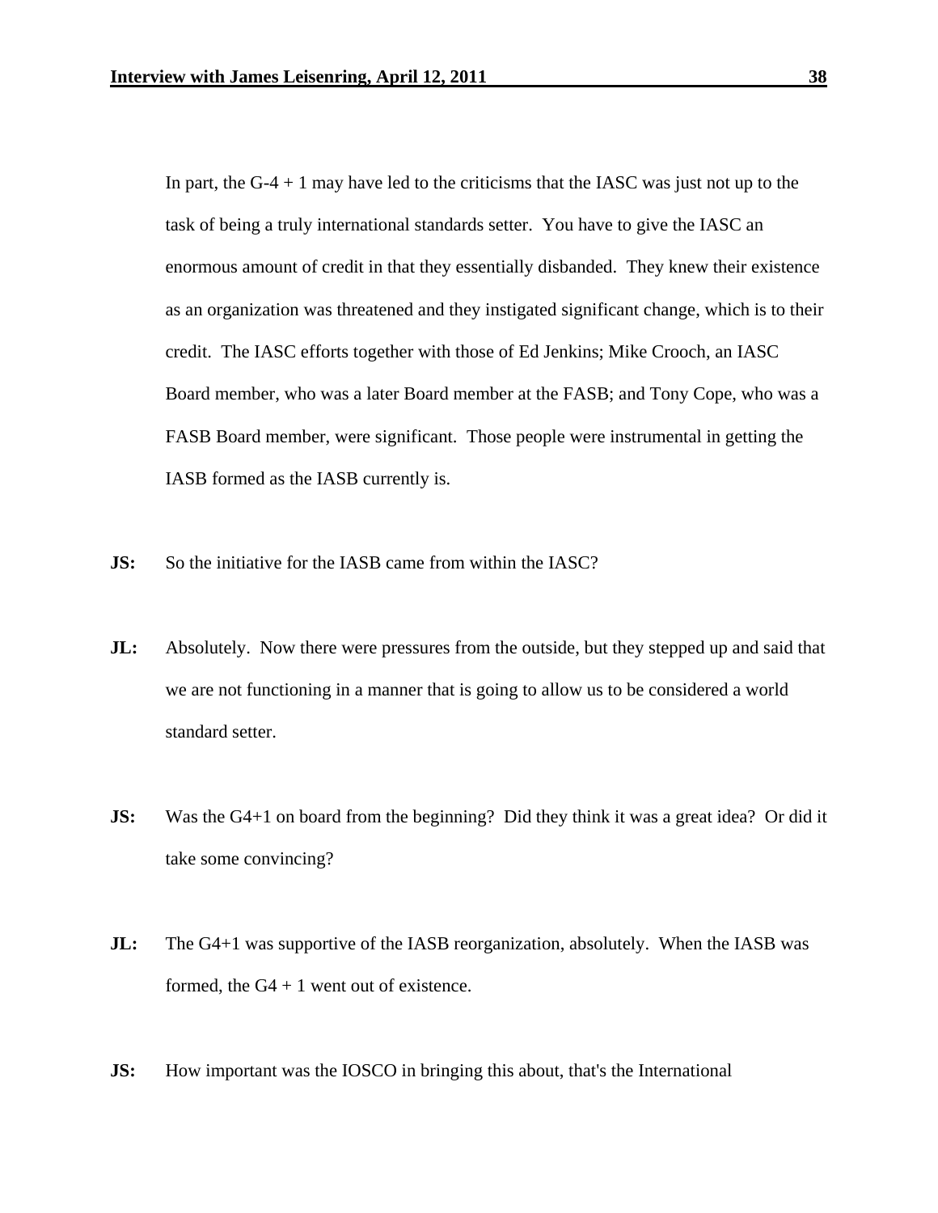In part, the G-4 + 1 may have led to the criticisms that the IASC was just not up to the task of being a truly international standards setter. You have to give the IASC an enormous amount of credit in that they essentially disbanded. They knew their existence as an organization was threatened and they instigated significant change, which is to their credit. The IASC efforts together with those of Ed Jenkins; Mike Crooch, an IASC Board member, who was a later Board member at the FASB; and Tony Cope, who was a FASB Board member, were significant. Those people were instrumental in getting the IASB formed as the IASB currently is.

**JS:** So the initiative for the IASB came from within the IASC?

**JL:** Absolutely. Now there were pressures from the outside, but they stepped up and said that we are not functioning in a manner that is going to allow us to be considered a world standard setter.

**JS:** Was the G4+1 on board from the beginning? Did they think it was a great idea? Or did it take some convincing?

**JL:** The G4+1 was supportive of the IASB reorganization, absolutely. When the IASB was formed, the G4 + 1 went out of existence.

**JS:** How important was the IOSCO in bringing this about, that's the International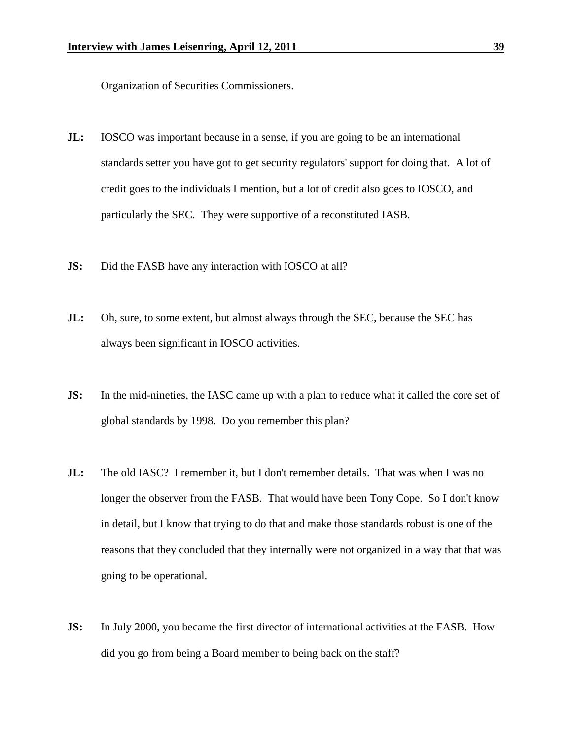Organization of Securities Commissioners.

**JL:** IOSCO was important because in a sense, if you are going to be an international standards setter you have got to get security regulators' support for doing that. A lot of credit goes to the individuals I mention, but a lot of credit also goes to IOSCO, and particularly the SEC. They were supportive of a reconstituted IASB.

**JS:** Did the FASB have any interaction with IOSCO at all?

**JL:** Oh, sure, to some extent, but almost always through the SEC, because the SEC has always been significant in IOSCO activities.

**JS:** In the mid-nineties, the IASC came up with a plan to reduce what it called the core set of global standards by 1998. Do you remember this plan?

**JL:** The old IASC? I remember it, but I don't remember details. That was when I was no longer the observer from the FASB. That would have been Tony Cope. So I don't know in detail, but I know that trying to do that and make those standards robust is one of the reasons that they concluded that they internally were not organized in a way that that was going to be operational.

**JS:** In July 2000, you became the first director of international activities at the FASB. How did you go from being a Board member to being back on the staff?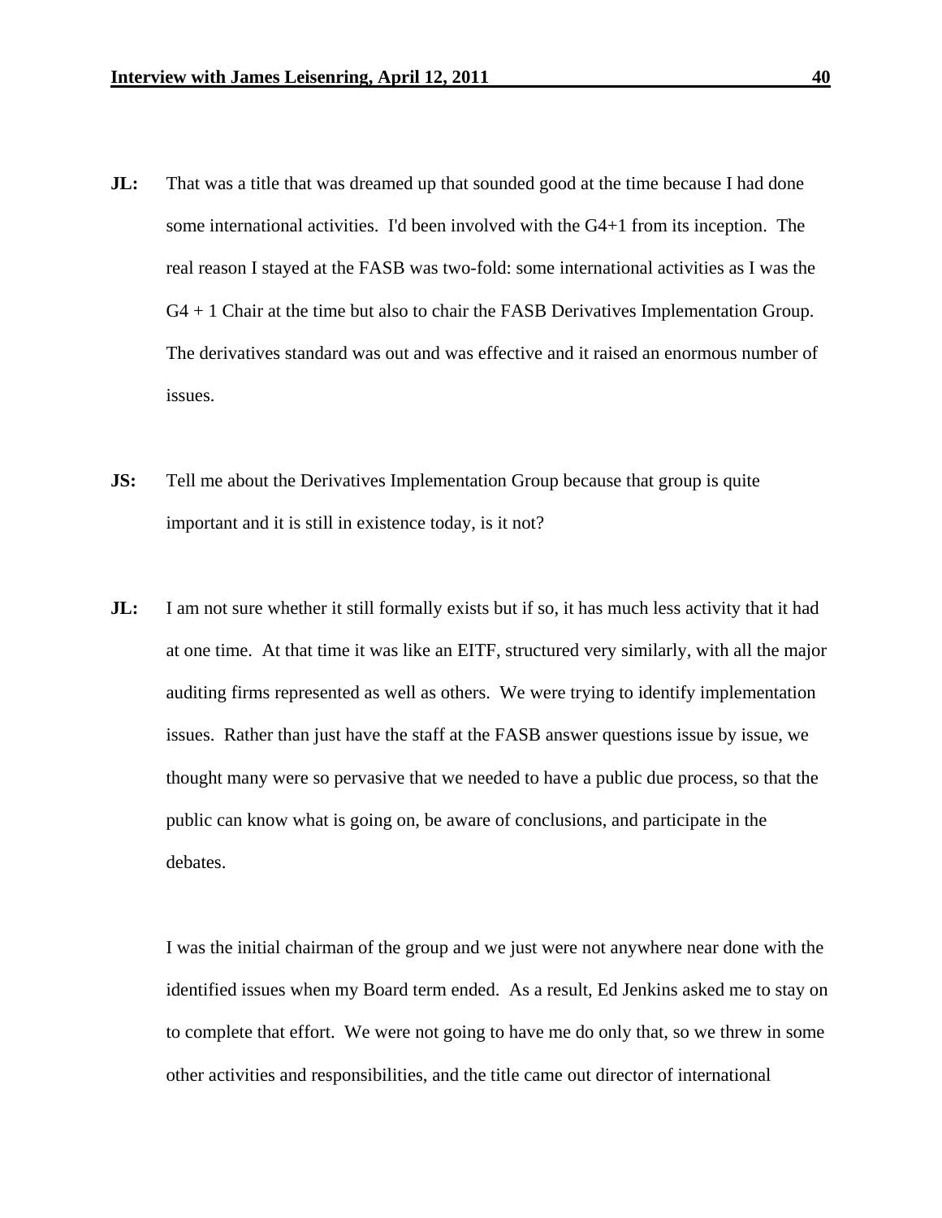**JL:** That was a title that was dreamed up that sounded good at the time because I had done some international activities. I'd been involved with the G4+1 from its inception. The real reason I stayed at the FASB was two-fold: some international activities as I was the G4 + 1 Chair at the time but also to chair the FASB Derivatives Implementation Group. The derivatives standard was out and was effective and it raised an enormous number of issues.

**JS:** Tell me about the Derivatives Implementation Group because that group is quite important and it is still in existence today, is it not?

**JL:** I am not sure whether it still formally exists but if so, it has much less activity that it had at one time. At that time it was like an EITF, structured very similarly, with all the major auditing firms represented as well as others. We were trying to identify implementation issues. Rather than just have the staff at the FASB answer questions issue by issue, we thought many were so pervasive that we needed to have a public due process, so that the public can know what is going on, be aware of conclusions, and participate in the debates.

I was the initial chairman of the group and we just were not anywhere near done with the identified issues when my Board term ended. As a result, Ed Jenkins asked me to stay on to complete that effort. We were not going to have me do only that, so we threw in some other activities and responsibilities, and the title came out director of international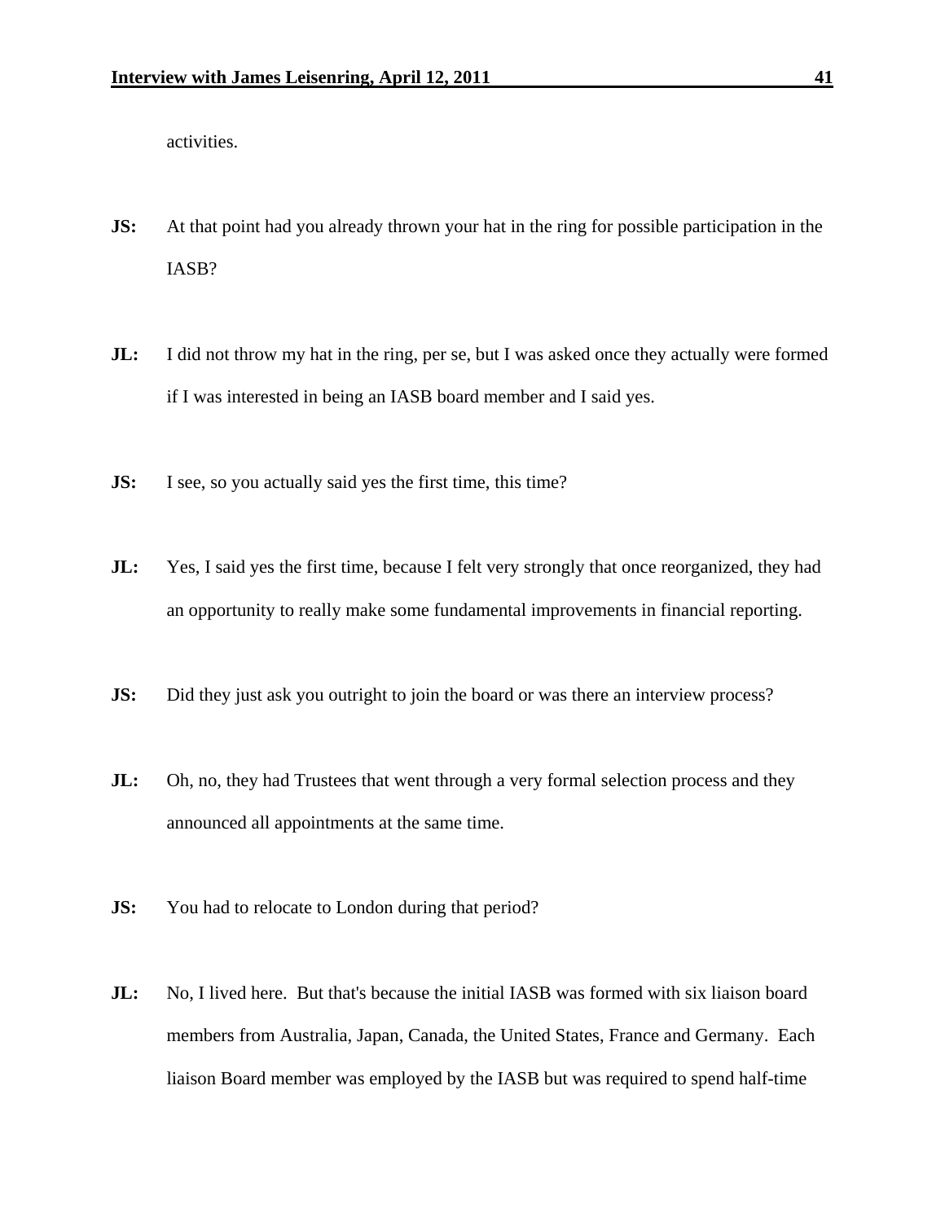activities.

**JS:** At that point had you already thrown your hat in the ring for possible participation in the IASB?

**JL:** I did not throw my hat in the ring, per se, but I was asked once they actually were formed if I was interested in being an IASB board member and I said yes.

**JS:** I see, so you actually said yes the first time, this time?

**JL:** Yes, I said yes the first time, because I felt very strongly that once reorganized, they had an opportunity to really make some fundamental improvements in financial reporting.

**JS:** Did they just ask you outright to join the board or was there an interview process?

**JL:** Oh, no, they had Trustees that went through a very formal selection process and they announced all appointments at the same time.

**JS:** You had to relocate to London during that period?

**JL:** No, I lived here. But that's because the initial IASB was formed with six liaison board members from Australia, Japan, Canada, the United States, France and Germany. Each liaison Board member was employed by the IASB but was required to spend half-time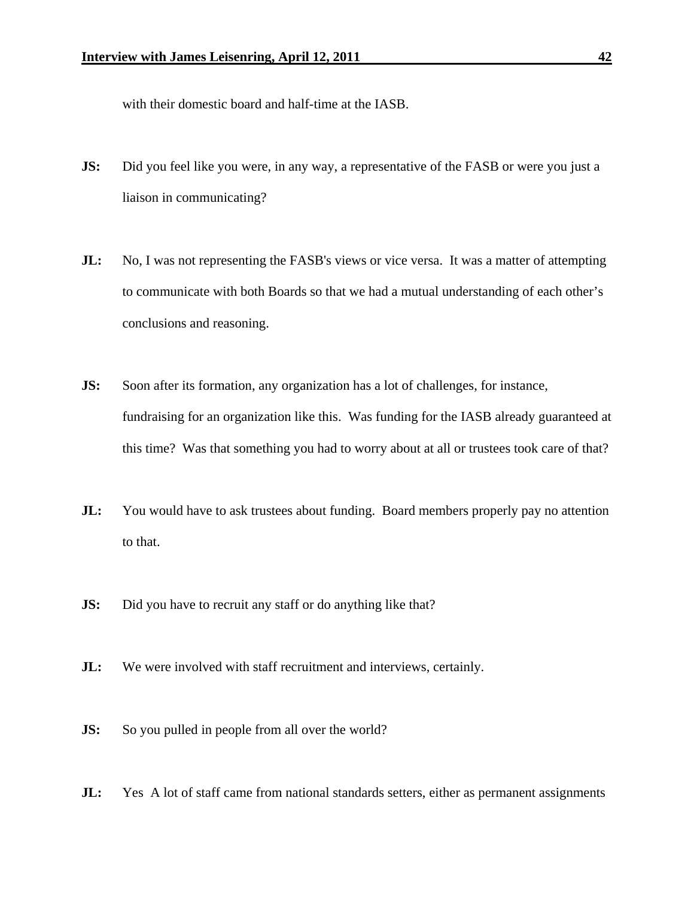with their domestic board and half-time at the IASB.

**JS:** Did you feel like you were, in any way, a representative of the FASB or were you just a liaison in communicating?

**JL:** No, I was not representing the FASB's views or vice versa. It was a matter of attempting to communicate with both Boards so that we had a mutual understanding of each other's conclusions and reasoning.

**JS:** Soon after its formation, any organization has a lot of challenges, for instance, fundraising for an organization like this. Was funding for the IASB already guaranteed at this time? Was that something you had to worry about at all or trustees took care of that?

**JL:** You would have to ask trustees about funding. Board members properly pay no attention to that.

**JS:** Did you have to recruit any staff or do anything like that?

**JL:** We were involved with staff recruitment and interviews, certainly.

**JS:** So you pulled in people from all over the world?

**JL:** Yes A lot of staff came from national standards setters, either as permanent assignments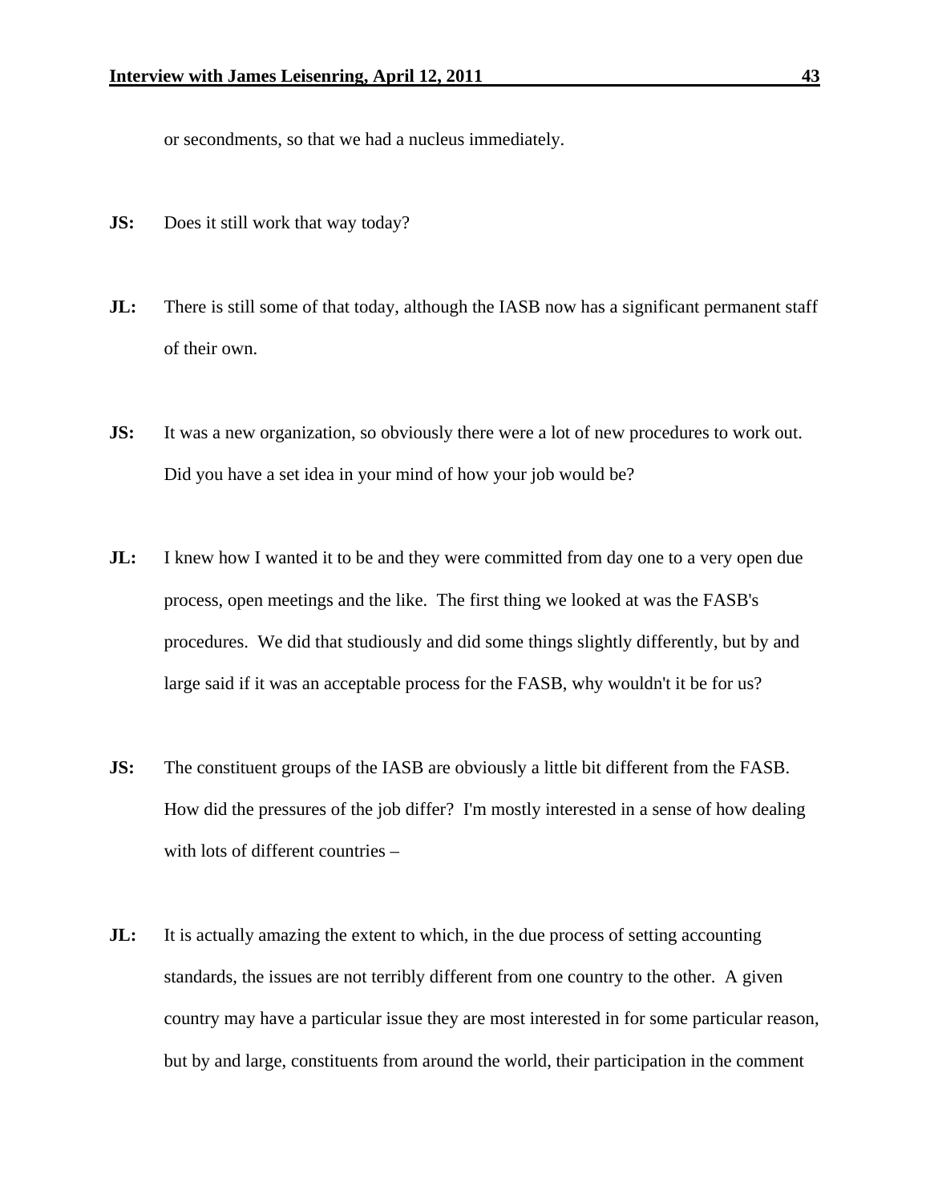or secondments, so that we had a nucleus immediately.

**JS:** Does it still work that way today?

**JL:** There is still some of that today, although the IASB now has a significant permanent staff of their own.

**JS:** It was a new organization, so obviously there were a lot of new procedures to work out. Did you have a set idea in your mind of how your job would be?

**JL:** I knew how I wanted it to be and they were committed from day one to a very open due process, open meetings and the like. The first thing we looked at was the FASB's procedures. We did that studiously and did some things slightly differently, but by and large said if it was an acceptable process for the FASB, why wouldn't it be for us?

**JS:** The constituent groups of the IASB are obviously a little bit different from the FASB. How did the pressures of the job differ? I'm mostly interested in a sense of how dealing with lots of different countries –

**JL:** It is actually amazing the extent to which, in the due process of setting accounting standards, the issues are not terribly different from one country to the other. A given country may have a particular issue they are most interested in for some particular reason, but by and large, constituents from around the world, their participation in the comment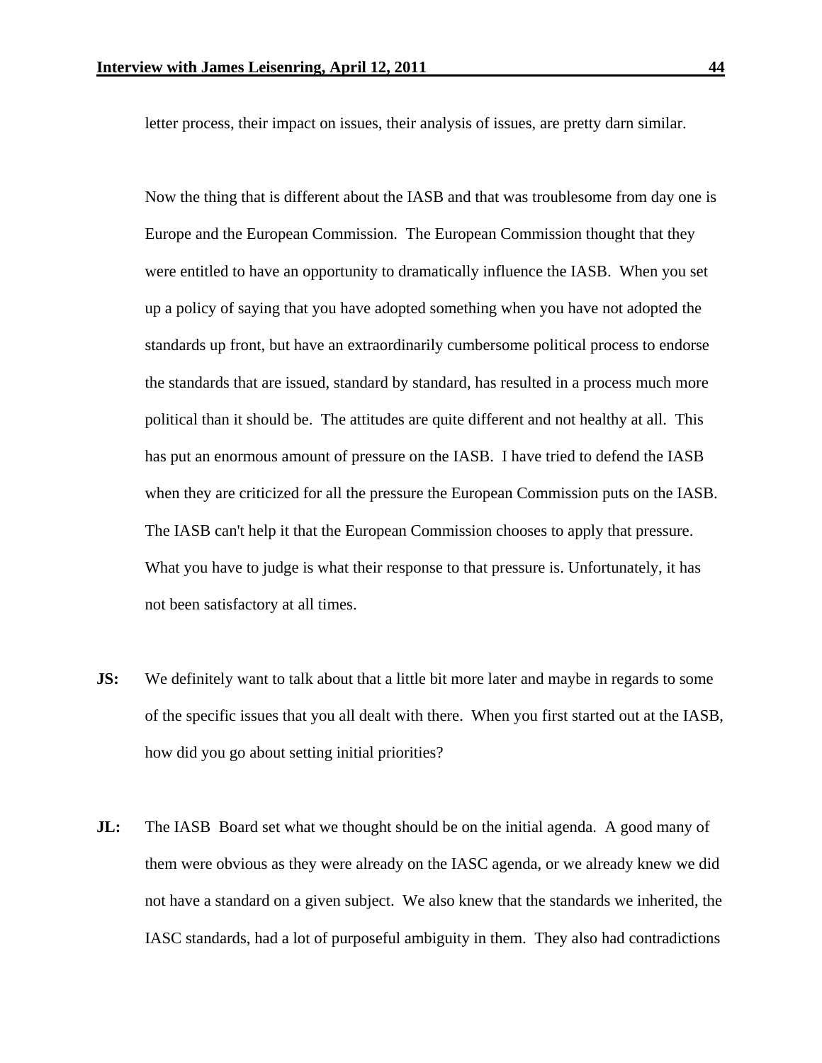letter process, their impact on issues, their analysis of issues, are pretty darn similar.

Now the thing that is different about the IASB and that was troublesome from day one is Europe and the European Commission. The European Commission thought that they were entitled to have an opportunity to dramatically influence the IASB. When you set up a policy of saying that you have adopted something when you have not adopted the standards up front, but have an extraordinarily cumbersome political process to endorse the standards that are issued, standard by standard, has resulted in a process much more political than it should be. The attitudes are quite different and not healthy at all. This has put an enormous amount of pressure on the IASB. I have tried to defend the IASB when they are criticized for all the pressure the European Commission puts on the IASB. The IASB can't help it that the European Commission chooses to apply that pressure. What you have to judge is what their response to that pressure is. Unfortunately, it has not been satisfactory at all times.

**JS:** We definitely want to talk about that a little bit more later and maybe in regards to some of the specific issues that you all dealt with there. When you first started out at the IASB, how did you go about setting initial priorities?

**JL:** The IASB Board set what we thought should be on the initial agenda. A good many of them were obvious as they were already on the IASC agenda, or we already knew we did not have a standard on a given subject. We also knew that the standards we inherited, the IASC standards, had a lot of purposeful ambiguity in them. They also had contradictions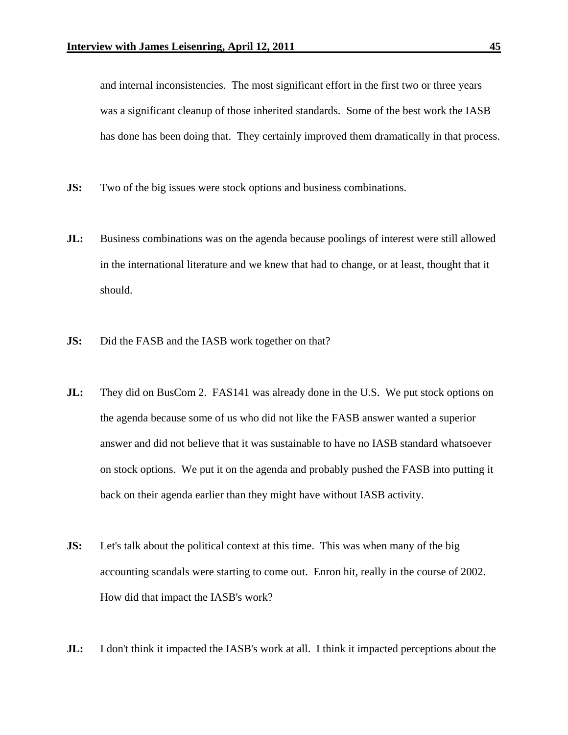and internal inconsistencies. The most significant effort in the first two or three years was a significant cleanup of those inherited standards. Some of the best work the IASB has done has been doing that. They certainly improved them dramatically in that process.

**JS:** Two of the big issues were stock options and business combinations.

**JL:** Business combinations was on the agenda because poolings of interest were still allowed in the international literature and we knew that had to change, or at least, thought that it should.

**JS:** Did the FASB and the IASB work together on that?

**JL:** They did on BusCom 2. FAS141 was already done in the U.S. We put stock options on the agenda because some of us who did not like the FASB answer wanted a superior answer and did not believe that it was sustainable to have no IASB standard whatsoever on stock options. We put it on the agenda and probably pushed the FASB into putting it back on their agenda earlier than they might have without IASB activity.

**JS:** Let's talk about the political context at this time. This was when many of the big accounting scandals were starting to come out. Enron hit, really in the course of 2002. How did that impact the IASB's work?

**JL:** I don't think it impacted the IASB's work at all. I think it impacted perceptions about the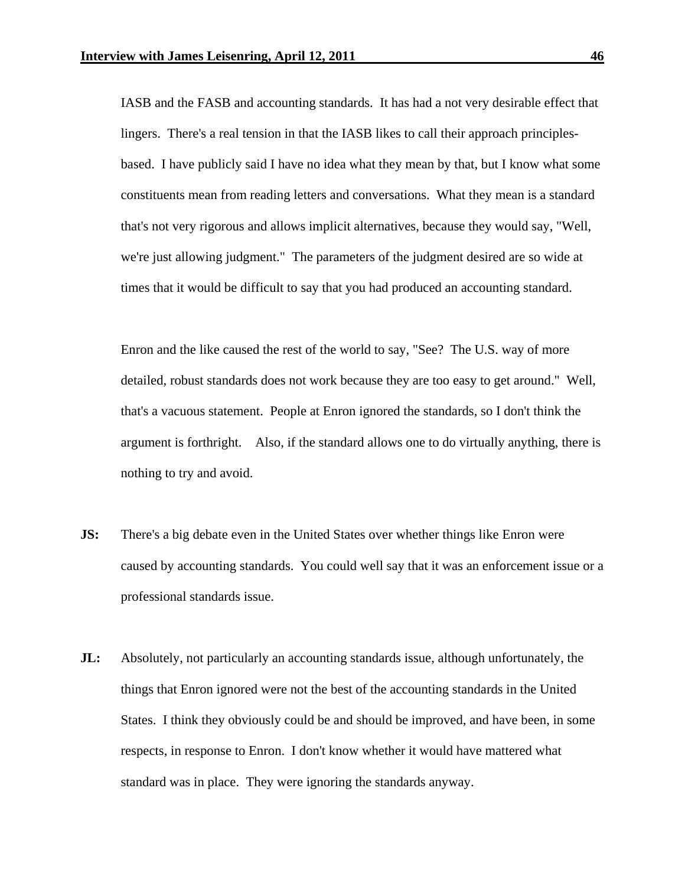IASB and the FASB and accounting standards. It has had a not very desirable effect that lingers. There's a real tension in that the IASB likes to call their approach principles-based. I have publicly said I have no idea what they mean by that, but I know what some constituents mean from reading letters and conversations. What they mean is a standard that's not very rigorous and allows implicit alternatives, because they would say, "Well, we're just allowing judgment." The parameters of the judgment desired are so wide at times that it would be difficult to say that you had produced an accounting standard.

Enron and the like caused the rest of the world to say, "See? The U.S. way of more detailed, robust standards does not work because they are too easy to get around." Well, that's a vacuous statement. People at Enron ignored the standards, so I don't think the argument is forthright. Also, if the standard allows one to do virtually anything, there is nothing to try and avoid.

**JS:** There's a big debate even in the United States over whether things like Enron were caused by accounting standards. You could well say that it was an enforcement issue or a professional standards issue.

**JL:** Absolutely, not particularly an accounting standards issue, although unfortunately, the things that Enron ignored were not the best of the accounting standards in the United States. I think they obviously could be and should be improved, and have been, in some respects, in response to Enron. I don't know whether it would have mattered what standard was in place. They were ignoring the standards anyway.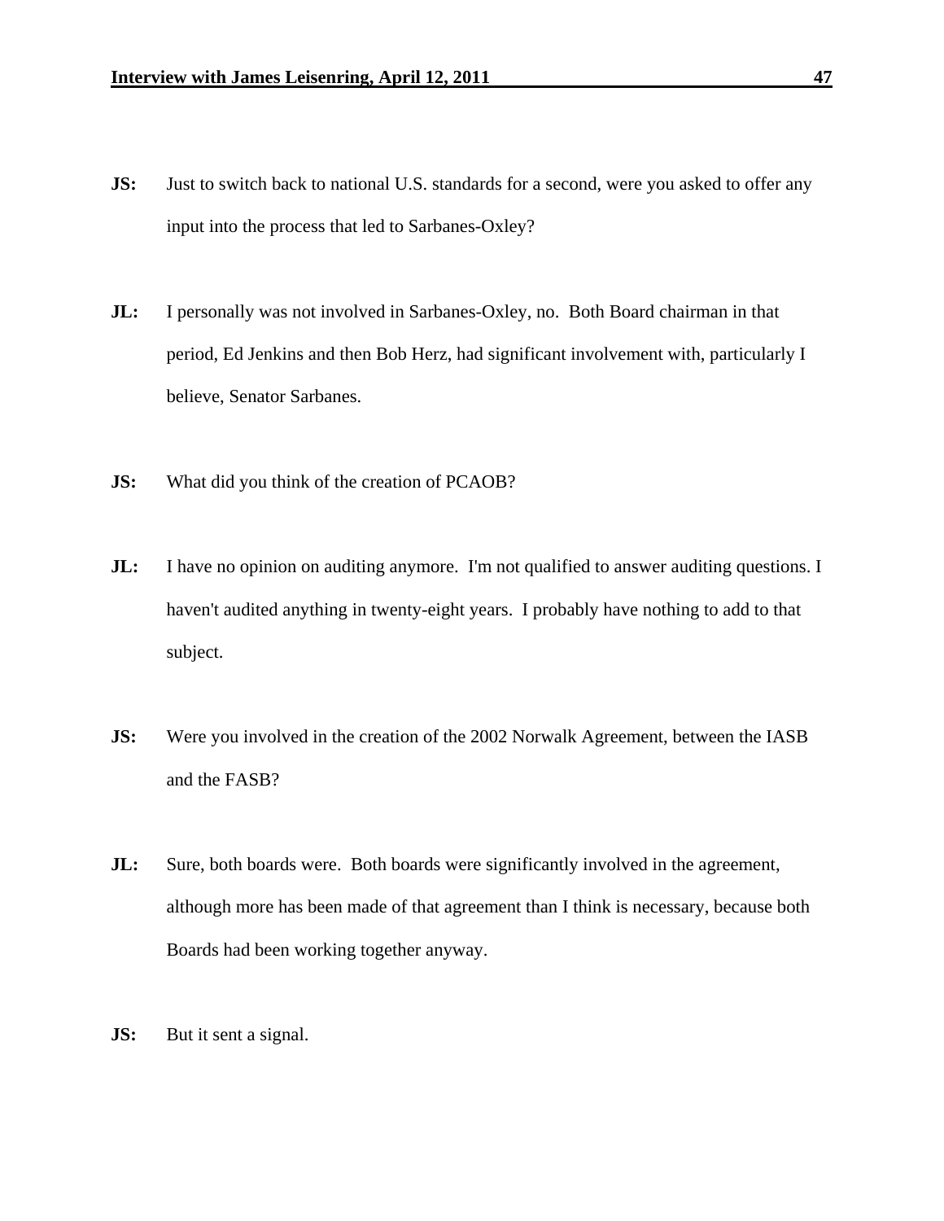**JS:** Just to switch back to national U.S. standards for a second, were you asked to offer any input into the process that led to Sarbanes-Oxley?

**JL:** I personally was not involved in Sarbanes-Oxley, no. Both Board chairman in that period, Ed Jenkins and then Bob Herz, had significant involvement with, particularly I believe, Senator Sarbanes.

**JS:** What did you think of the creation of PCAOB?

**JL:** I have no opinion on auditing anymore. I'm not qualified to answer auditing questions. I haven't audited anything in twenty-eight years. I probably have nothing to add to that subject.

**JS:** Were you involved in the creation of the 2002 Norwalk Agreement, between the IASB and the FASB?

**JL:** Sure, both boards were. Both boards were significantly involved in the agreement, although more has been made of that agreement than I think is necessary, because both Boards had been working together anyway.

**JS:** But it sent a signal.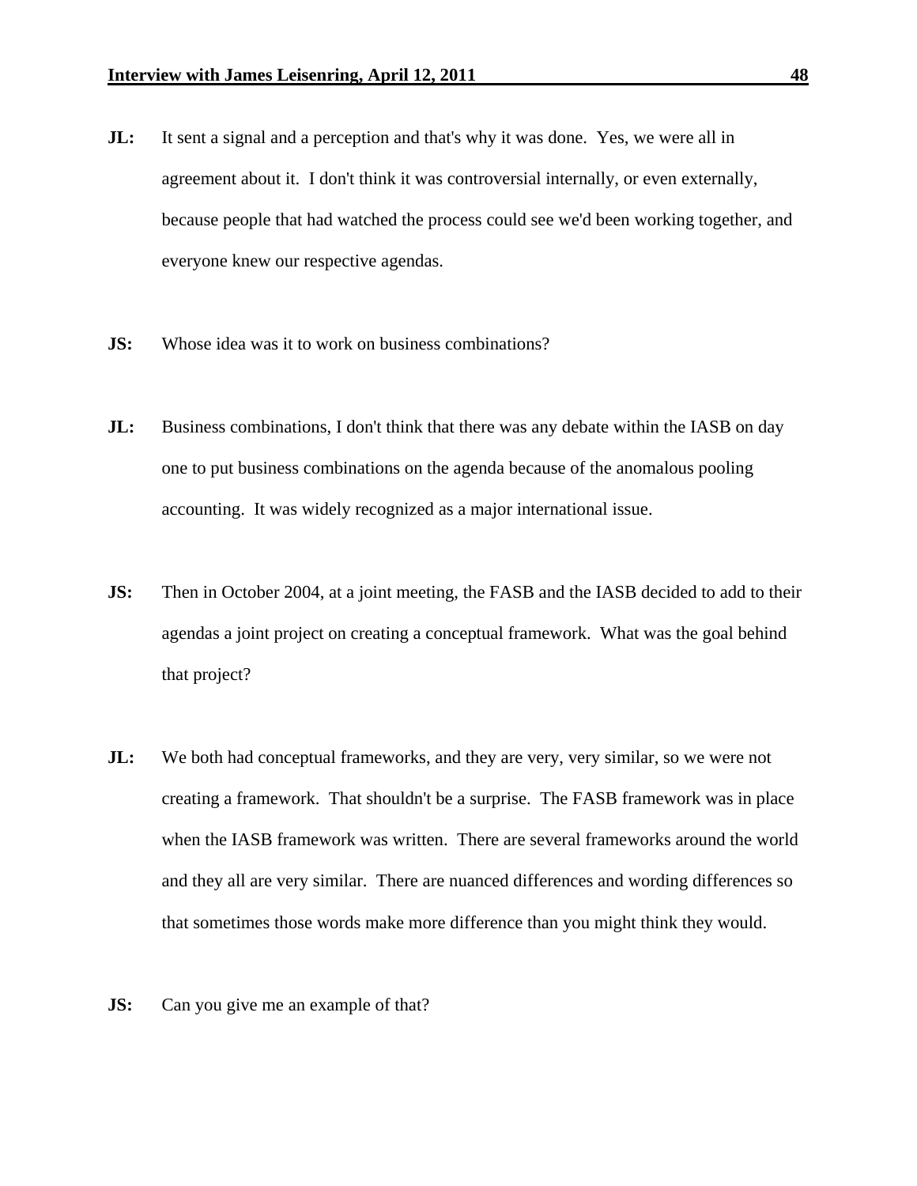**JL:** It sent a signal and a perception and that's why it was done. Yes, we were all in agreement about it. I don't think it was controversial internally, or even externally, because people that had watched the process could see we'd been working together, and everyone knew our respective agendas.

**JS:** Whose idea was it to work on business combinations?

**JL:** Business combinations, I don't think that there was any debate within the IASB on day one to put business combinations on the agenda because of the anomalous pooling accounting. It was widely recognized as a major international issue.

**JS:** Then in October 2004, at a joint meeting, the FASB and the IASB decided to add to their agendas a joint project on creating a conceptual framework. What was the goal behind that project?

**JL:** We both had conceptual frameworks, and they are very, very similar, so we were not creating a framework. That shouldn't be a surprise. The FASB framework was in place when the IASB framework was written. There are several frameworks around the world and they all are very similar. There are nuanced differences and wording differences so that sometimes those words make more difference than you might think they would.

**JS:** Can you give me an example of that?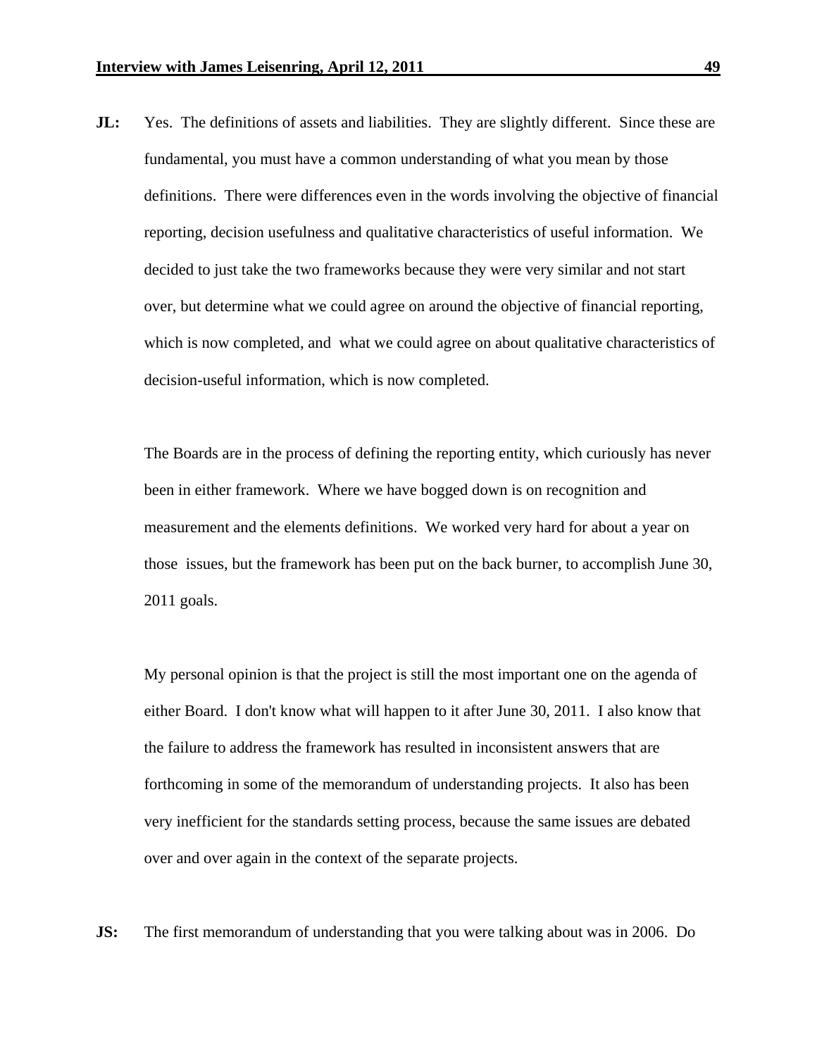**JL:** Yes. The definitions of assets and liabilities. They are slightly different. Since these are fundamental, you must have a common understanding of what you mean by those definitions. There were differences even in the words involving the objective of financial reporting, decision usefulness and qualitative characteristics of useful information. We decided to just take the two frameworks because they were very similar and not start over, but determine what we could agree on around the objective of financial reporting, which is now completed, and what we could agree on about qualitative characteristics of decision-useful information, which is now completed.

The Boards are in the process of defining the reporting entity, which curiously has never been in either framework. Where we have bogged down is on recognition and measurement and the elements definitions. We worked very hard for about a year on those issues, but the framework has been put on the back burner, to accomplish June 30, 2011 goals.

My personal opinion is that the project is still the most important one on the agenda of either Board. I don't know what will happen to it after June 30, 2011. I also know that the failure to address the framework has resulted in inconsistent answers that are forthcoming in some of the memorandum of understanding projects. It also has been very inefficient for the standards setting process, because the same issues are debated over and over again in the context of the separate projects.

**JS:** The first memorandum of understanding that you were talking about was in 2006. Do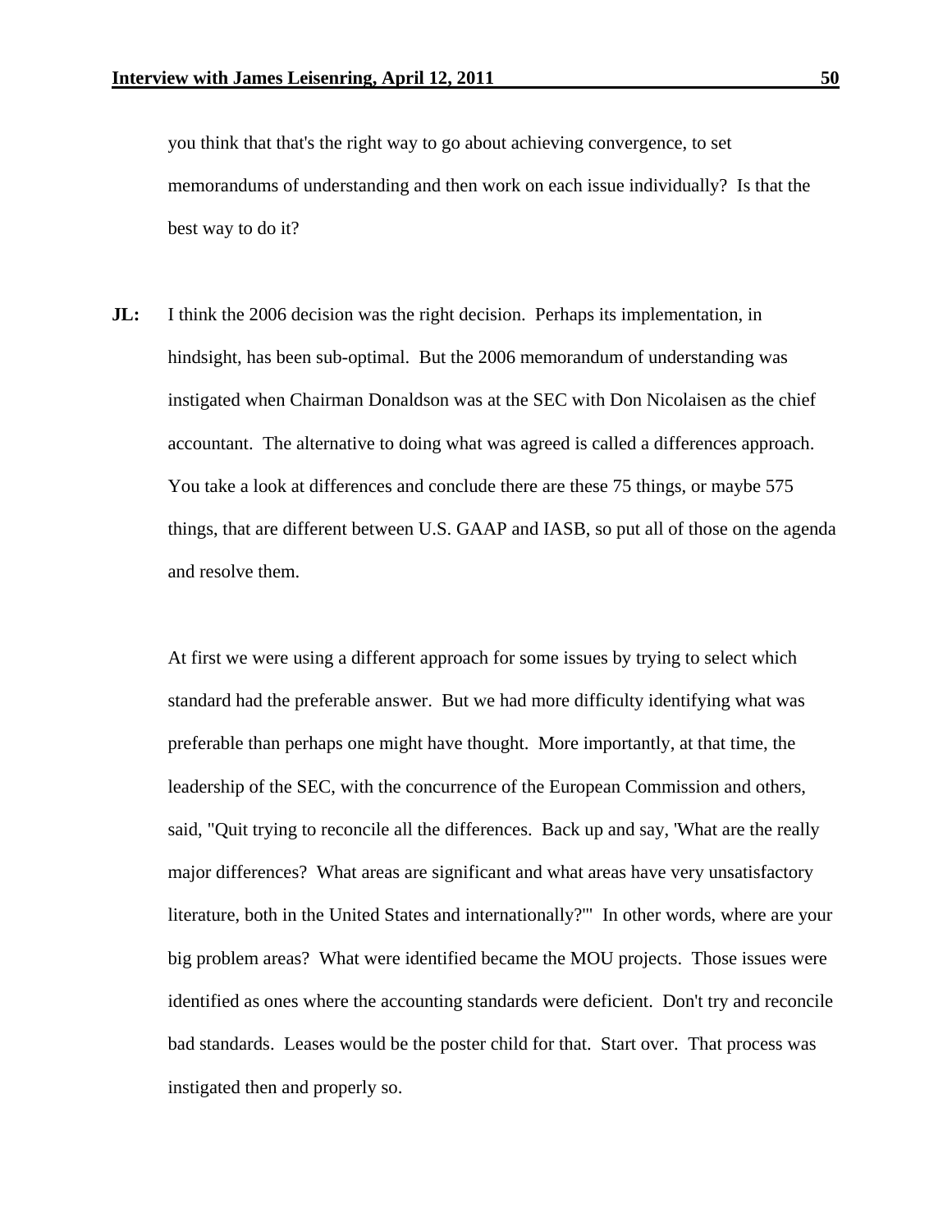you think that that's the right way to go about achieving convergence, to set memorandums of understanding and then work on each issue individually? Is that the best way to do it?

**JL:** I think the 2006 decision was the right decision. Perhaps its implementation, in hindsight, has been sub-optimal. But the 2006 memorandum of understanding was instigated when Chairman Donaldson was at the SEC with Don Nicolaisen as the chief accountant. The alternative to doing what was agreed is called a differences approach. You take a look at differences and conclude there are these 75 things, or maybe 575 things, that are different between U.S. GAAP and IASB, so put all of those on the agenda and resolve them.

At first we were using a different approach for some issues by trying to select which standard had the preferable answer. But we had more difficulty identifying what was preferable than perhaps one might have thought. More importantly, at that time, the leadership of the SEC, with the concurrence of the European Commission and others, said, "Quit trying to reconcile all the differences. Back up and say, 'What are the really major differences? What areas are significant and what areas have very unsatisfactory literature, both in the United States and internationally?'" In other words, where are your big problem areas? What were identified became the MOU projects. Those issues were identified as ones where the accounting standards were deficient. Don't try and reconcile bad standards. Leases would be the poster child for that. Start over. That process was instigated then and properly so.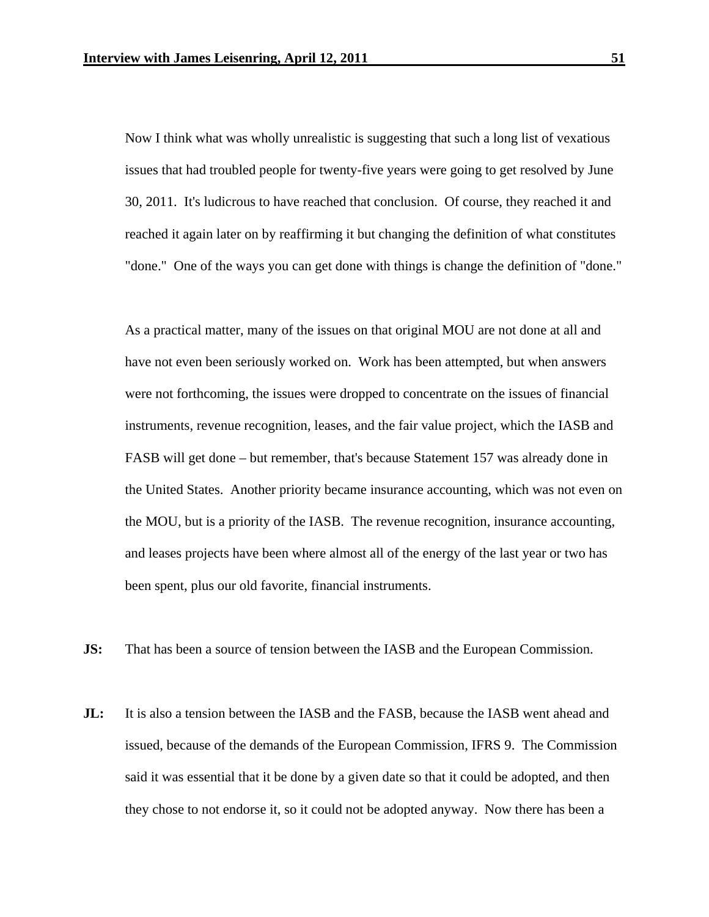Now I think what was wholly unrealistic is suggesting that such a long list of vexatious issues that had troubled people for twenty-five years were going to get resolved by June 30, 2011. It's ludicrous to have reached that conclusion. Of course, they reached it and reached it again later on by reaffirming it but changing the definition of what constitutes "done." One of the ways you can get done with things is change the definition of "done."

As a practical matter, many of the issues on that original MOU are not done at all and have not even been seriously worked on. Work has been attempted, but when answers were not forthcoming, the issues were dropped to concentrate on the issues of financial instruments, revenue recognition, leases, and the fair value project, which the IASB and FASB will get done – but remember, that's because Statement 157 was already done in the United States. Another priority became insurance accounting, which was not even on the MOU, but is a priority of the IASB. The revenue recognition, insurance accounting, and leases projects have been where almost all of the energy of the last year or two has been spent, plus our old favorite, financial instruments.

**JS:** That has been a source of tension between the IASB and the European Commission.

**JL:** It is also a tension between the IASB and the FASB, because the IASB went ahead and issued, because of the demands of the European Commission, IFRS 9. The Commission said it was essential that it be done by a given date so that it could be adopted, and then they chose to not endorse it, so it could not be adopted anyway. Now there has been a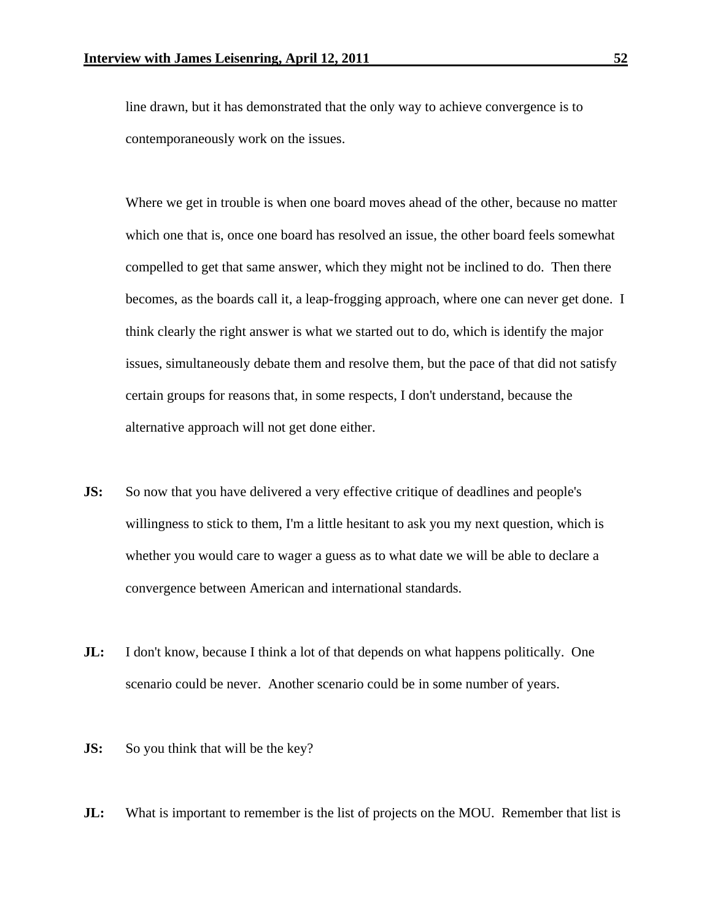line drawn, but it has demonstrated that the only way to achieve convergence is to contemporaneously work on the issues.

Where we get in trouble is when one board moves ahead of the other, because no matter which one that is, once one board has resolved an issue, the other board feels somewhat compelled to get that same answer, which they might not be inclined to do. Then there becomes, as the boards call it, a leap-frogging approach, where one can never get done. I think clearly the right answer is what we started out to do, which is identify the major issues, simultaneously debate them and resolve them, but the pace of that did not satisfy certain groups for reasons that, in some respects, I don't understand, because the alternative approach will not get done either.

**JS:** So now that you have delivered a very effective critique of deadlines and people's willingness to stick to them, I'm a little hesitant to ask you my next question, which is whether you would care to wager a guess as to what date we will be able to declare a convergence between American and international standards.

**JL:** I don't know, because I think a lot of that depends on what happens politically. One scenario could be never. Another scenario could be in some number of years.

**JS:** So you think that will be the key?

**JL:** What is important to remember is the list of projects on the MOU. Remember that list is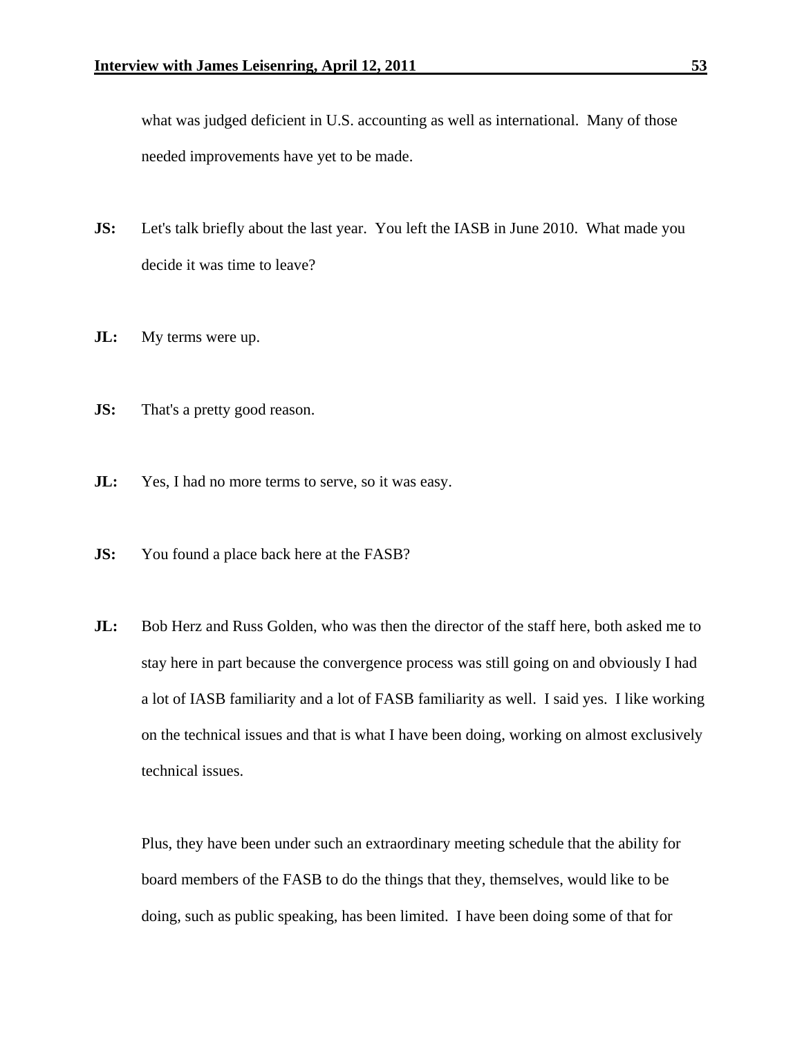what was judged deficient in U.S. accounting as well as international. Many of those needed improvements have yet to be made.

**JS:** Let's talk briefly about the last year. You left the IASB in June 2010. What made you decide it was time to leave?

**JL:** My terms were up.

**JS:** That's a pretty good reason.

**JL:** Yes, I had no more terms to serve, so it was easy.

**JS:** You found a place back here at the FASB?

**JL:** Bob Herz and Russ Golden, who was then the director of the staff here, both asked me to stay here in part because the convergence process was still going on and obviously I had a lot of IASB familiarity and a lot of FASB familiarity as well. I said yes. I like working on the technical issues and that is what I have been doing, working on almost exclusively technical issues.

Plus, they have been under such an extraordinary meeting schedule that the ability for board members of the FASB to do the things that they, themselves, would like to be doing, such as public speaking, has been limited. I have been doing some of that for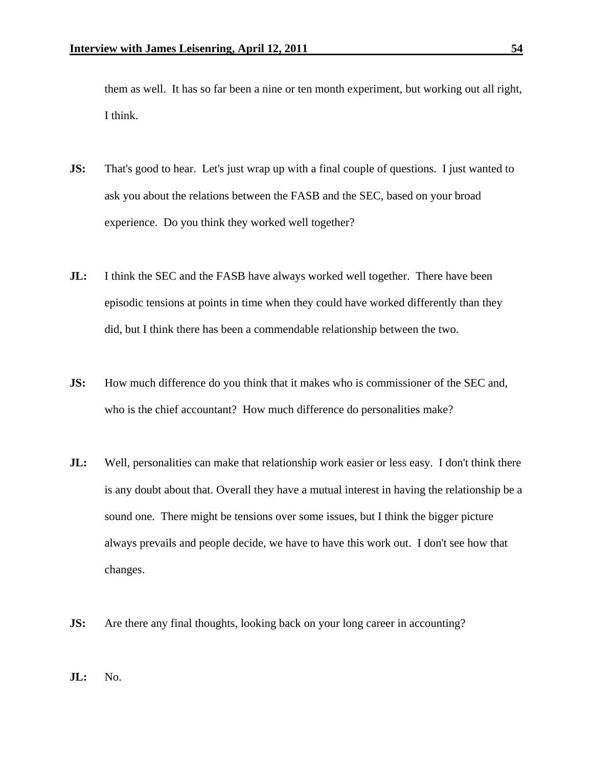them as well. It has so far been a nine or ten month experiment, but working out all right, I think.

**JS:** That's good to hear. Let's just wrap up with a final couple of questions. I just wanted to ask you about the relations between the FASB and the SEC, based on your broad experience. Do you think they worked well together?

**JL:** I think the SEC and the FASB have always worked well together. There have been episodic tensions at points in time when they could have worked differently than they did, but I think there has been a commendable relationship between the two.

**JS:** How much difference do you think that it makes who is commissioner of the SEC and, who is the chief accountant? How much difference do personalities make?

**JL:** Well, personalities can make that relationship work easier or less easy. I don't think there is any doubt about that. Overall they have a mutual interest in having the relationship be a sound one. There might be tensions over some issues, but I think the bigger picture always prevails and people decide, we have to have this work out. I don't see how that changes.

**JS:** Are there any final thoughts, looking back on your long career in accounting?

**JL:** No.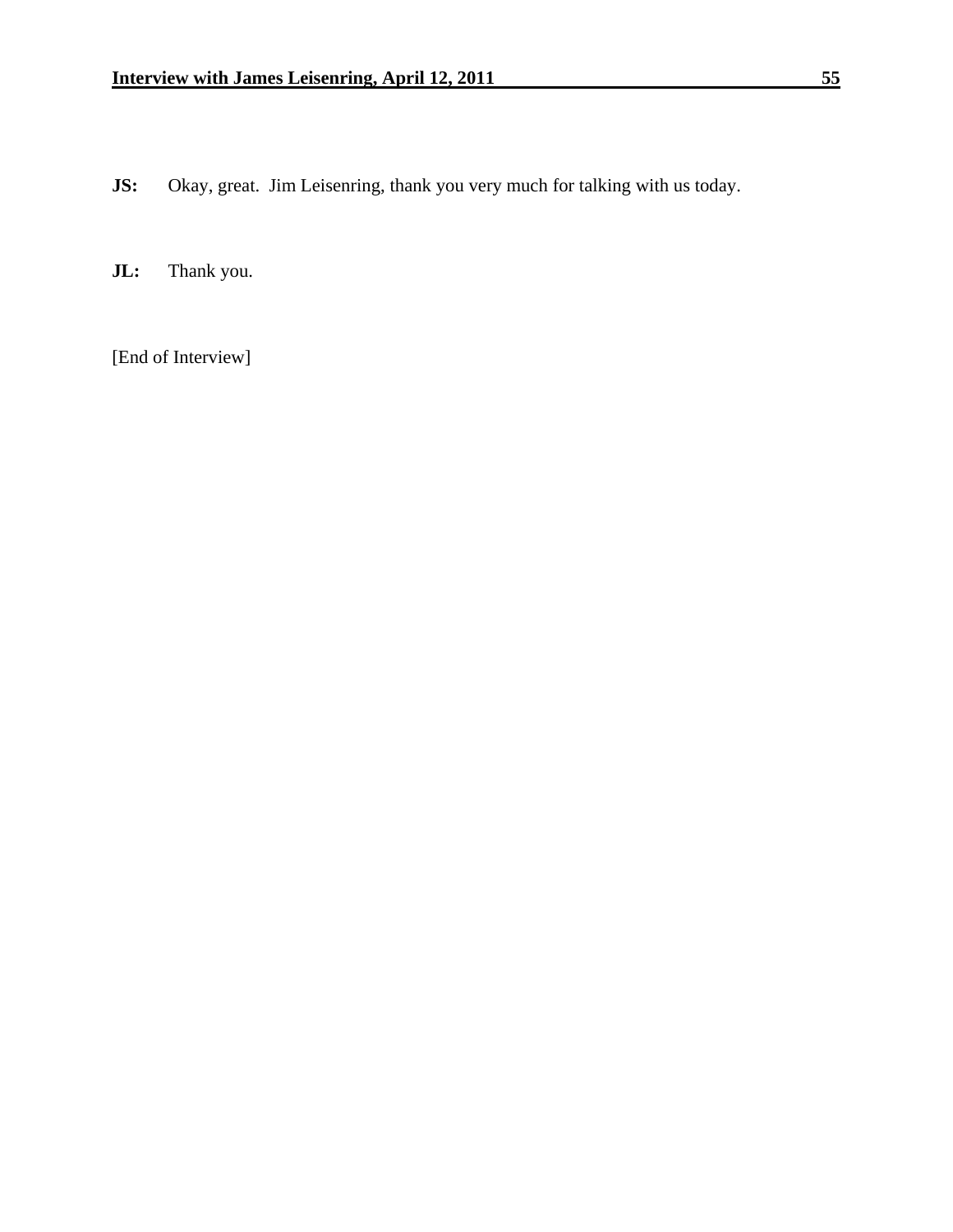**JS:** Okay, great. Jim Leisenring, thank you very much for talking with us today.

**JL:** Thank you.

[End of Interview]